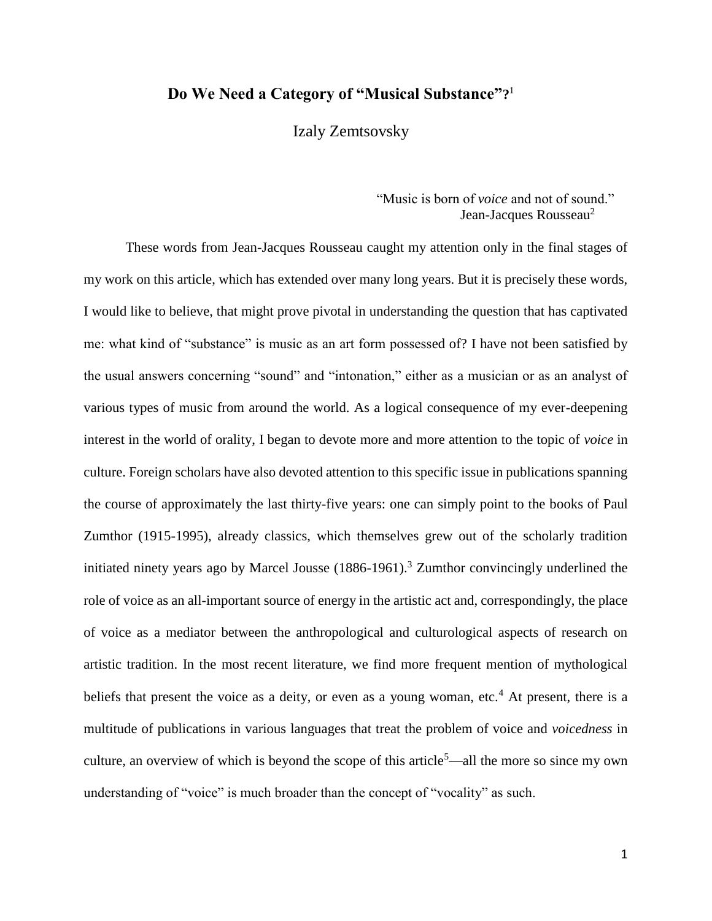# Do We Need a Category of "Musical Substance"?[1]

Izaly Zemtsovsky

> "Music is born of *voice* and not of sound."
> Jean-Jacques Rousseau[2]

These words from Jean-Jacques Rousseau caught my attention only in the final stages of my work on this article, which has extended over many long years. But it is precisely these words, I would like to believe, that might prove pivotal in understanding the question that has captivated me: what kind of "substance" is music as an art form possessed of? I have not been satisfied by the usual answers concerning "sound" and "intonation," either as a musician or as an analyst of various types of music from around the world. As a logical consequence of my ever-deepening interest in the world of orality, I began to devote more and more attention to the topic of *voice* in culture. Foreign scholars have also devoted attention to this specific issue in publications spanning the course of approximately the last thirty-five years: one can simply point to the books of Paul Zumthor (1915-1995), already classics, which themselves grew out of the scholarly tradition initiated ninety years ago by Marcel Jousse (1886-1961).[3] Zumthor convincingly underlined the role of voice as an all-important source of energy in the artistic act and, correspondingly, the place of voice as a mediator between the anthropological and culturological aspects of research on artistic tradition. In the most recent literature, we find more frequent mention of mythological beliefs that present the voice as a deity, or even as a young woman, etc.[4] At present, there is a multitude of publications in various languages that treat the problem of voice and *voicedness* in culture, an overview of which is beyond the scope of this article[5]—all the more so since my own understanding of "voice" is much broader than the concept of "vocality" as such.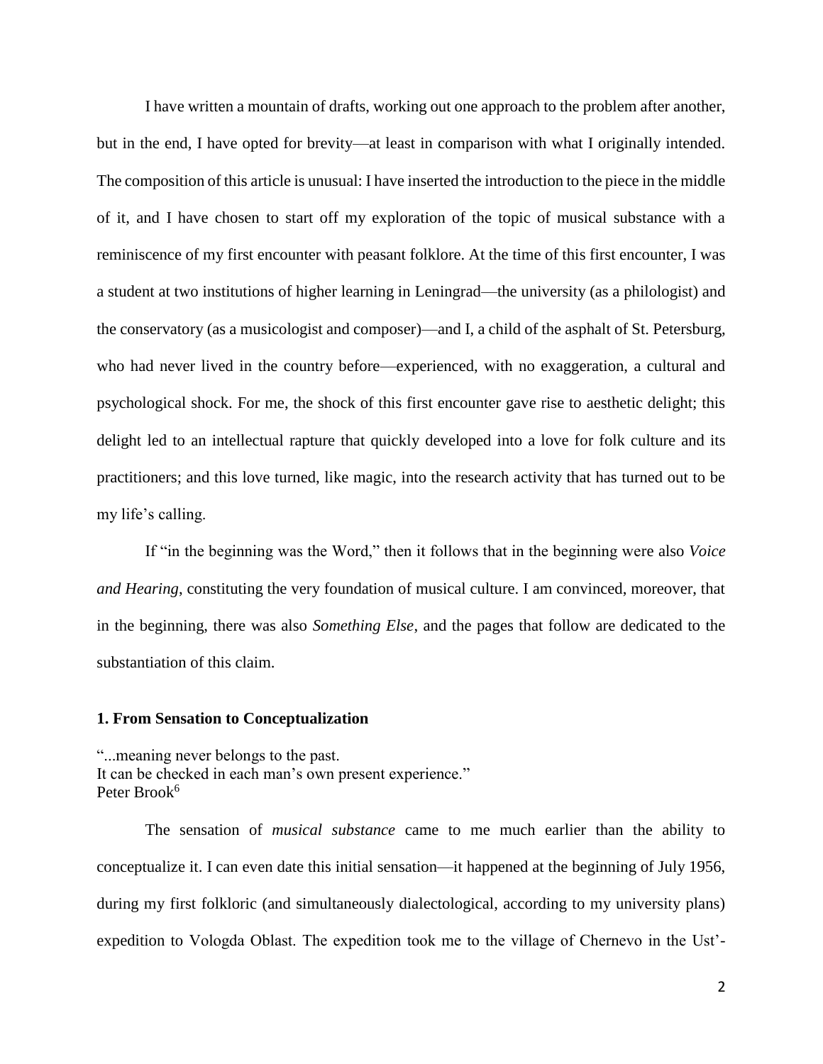I have written a mountain of drafts, working out one approach to the problem after another, but in the end, I have opted for brevity—at least in comparison with what I originally intended. The composition of this article is unusual: I have inserted the introduction to the piece in the middle of it, and I have chosen to start off my exploration of the topic of musical substance with a reminiscence of my first encounter with peasant folklore. At the time of this first encounter, I was a student at two institutions of higher learning in Leningrad—the university (as a philologist) and the conservatory (as a musicologist and composer)—and I, a child of the asphalt of St. Petersburg, who had never lived in the country before—experienced, with no exaggeration, a cultural and psychological shock. For me, the shock of this first encounter gave rise to aesthetic delight; this delight led to an intellectual rapture that quickly developed into a love for folk culture and its practitioners; and this love turned, like magic, into the research activity that has turned out to be my life's calling.

If "in the beginning was the Word," then it follows that in the beginning were also *Voice and Hearing*, constituting the very foundation of musical culture. I am convinced, moreover, that in the beginning, there was also *Something Else*, and the pages that follow are dedicated to the substantiation of this claim.

### 1. From Sensation to Conceptualization

"...meaning never belongs to the past.
It can be checked in each man's own present experience."
Peter Brook[6]

The sensation of *musical substance* came to me much earlier than the ability to conceptualize it. I can even date this initial sensation—it happened at the beginning of July 1956, during my first folkloric (and simultaneously dialectological, according to my university plans) expedition to Vologda Oblast. The expedition took me to the village of Chernevo in the Ust'-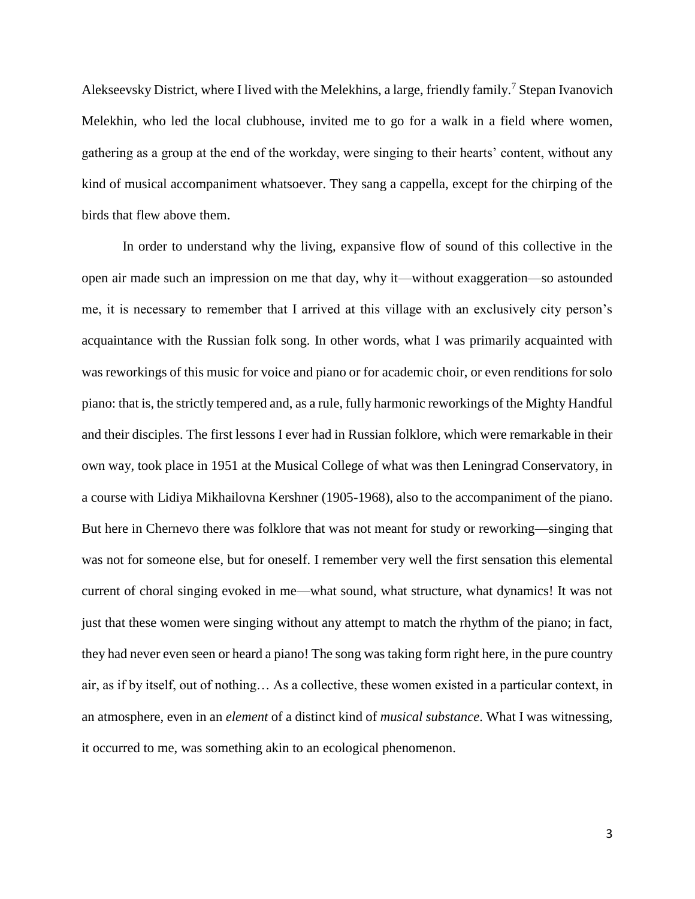Alekseevsky District, where I lived with the Melekhins, a large, friendly family.[7] Stepan Ivanovich Melekhin, who led the local clubhouse, invited me to go for a walk in a field where women, gathering as a group at the end of the workday, were singing to their hearts' content, without any kind of musical accompaniment whatsoever. They sang a cappella, except for the chirping of the birds that flew above them.

In order to understand why the living, expansive flow of sound of this collective in the open air made such an impression on me that day, why it—without exaggeration—so astounded me, it is necessary to remember that I arrived at this village with an exclusively city person's acquaintance with the Russian folk song. In other words, what I was primarily acquainted with was reworkings of this music for voice and piano or for academic choir, or even renditions for solo piano: that is, the strictly tempered and, as a rule, fully harmonic reworkings of the Mighty Handful and their disciples. The first lessons I ever had in Russian folklore, which were remarkable in their own way, took place in 1951 at the Musical College of what was then Leningrad Conservatory, in a course with Lidiya Mikhailovna Kershner (1905-1968), also to the accompaniment of the piano. But here in Chernevo there was folklore that was not meant for study or reworking—singing that was not for someone else, but for oneself. I remember very well the first sensation this elemental current of choral singing evoked in me—what sound, what structure, what dynamics! It was not just that these women were singing without any attempt to match the rhythm of the piano; in fact, they had never even seen or heard a piano! The song was taking form right here, in the pure country air, as if by itself, out of nothing… As a collective, these women existed in a particular context, in an atmosphere, even in an *element* of a distinct kind of *musical substance*. What I was witnessing, it occurred to me, was something akin to an ecological phenomenon.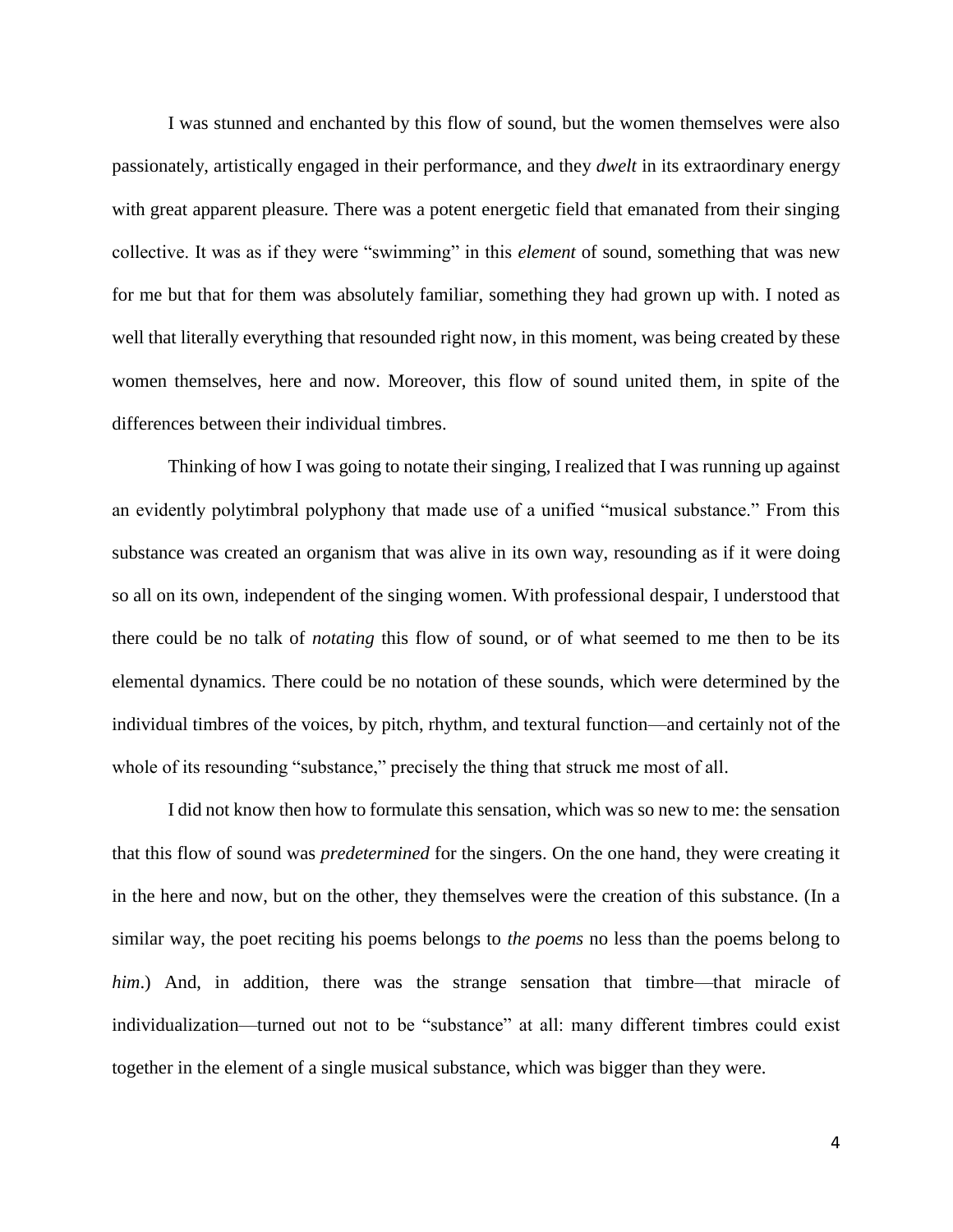I was stunned and enchanted by this flow of sound, but the women themselves were also passionately, artistically engaged in their performance, and they *dwelt* in its extraordinary energy with great apparent pleasure. There was a potent energetic field that emanated from their singing collective. It was as if they were "swimming" in this *element* of sound, something that was new for me but that for them was absolutely familiar, something they had grown up with. I noted as well that literally everything that resounded right now, in this moment, was being created by these women themselves, here and now. Moreover, this flow of sound united them, in spite of the differences between their individual timbres.

Thinking of how I was going to notate their singing, I realized that I was running up against an evidently polytimbral polyphony that made use of a unified "musical substance." From this substance was created an organism that was alive in its own way, resounding as if it were doing so all on its own, independent of the singing women. With professional despair, I understood that there could be no talk of *notating* this flow of sound, or of what seemed to me then to be its elemental dynamics. There could be no notation of these sounds, which were determined by the individual timbres of the voices, by pitch, rhythm, and textural function—and certainly not of the whole of its resounding "substance," precisely the thing that struck me most of all.

I did not know then how to formulate this sensation, which was so new to me: the sensation that this flow of sound was *predetermined* for the singers. On the one hand, they were creating it in the here and now, but on the other, they themselves were the creation of this substance. (In a similar way, the poet reciting his poems belongs to *the poems* no less than the poems belong to *him*.) And, in addition, there was the strange sensation that timbre—that miracle of individualization—turned out not to be "substance" at all: many different timbres could exist together in the element of a single musical substance, which was bigger than they were.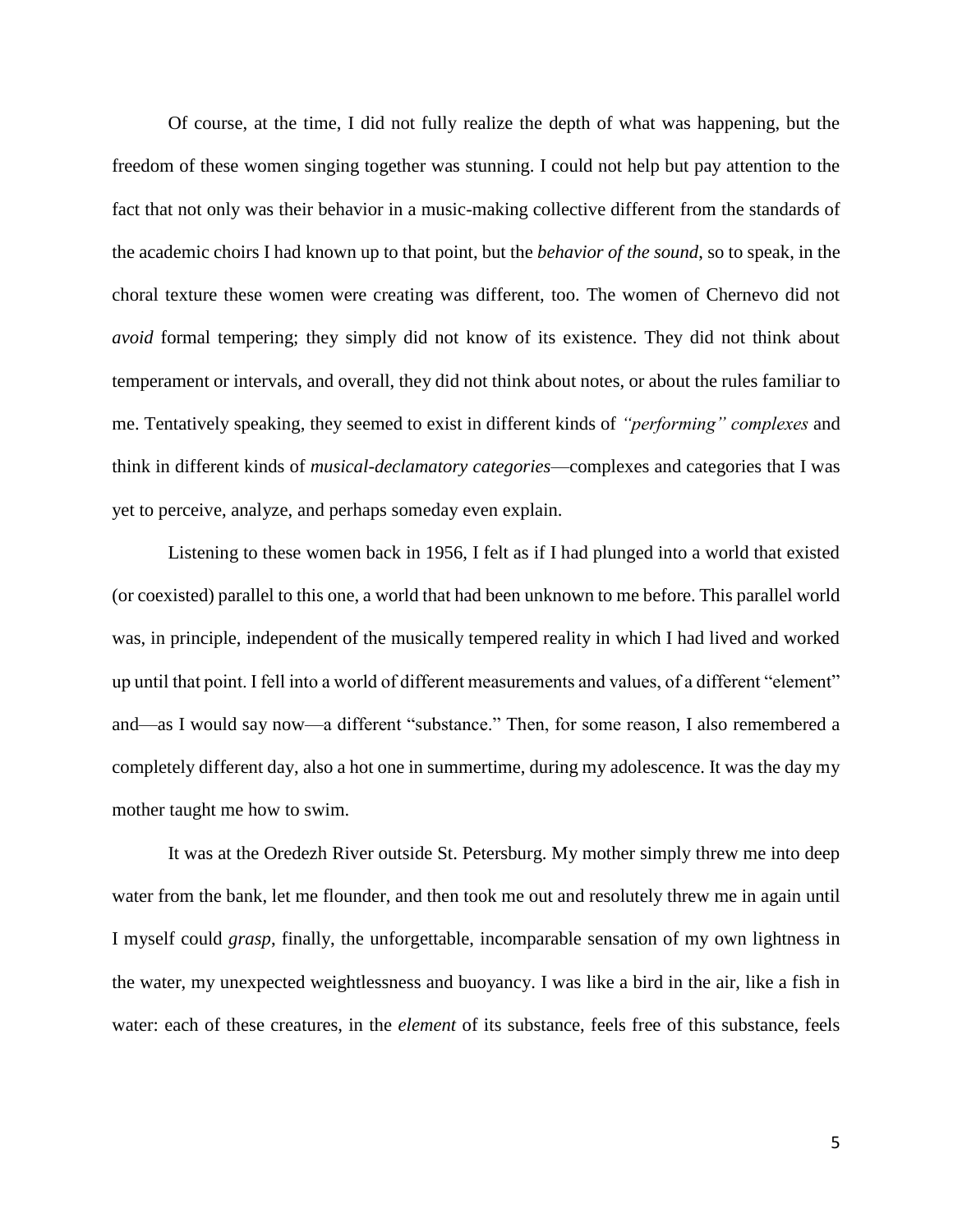Of course, at the time, I did not fully realize the depth of what was happening, but the freedom of these women singing together was stunning. I could not help but pay attention to the fact that not only was their behavior in a music-making collective different from the standards of the academic choirs I had known up to that point, but the *behavior of the sound*, so to speak, in the choral texture these women were creating was different, too. The women of Chernevo did not *avoid* formal tempering; they simply did not know of its existence. They did not think about temperament or intervals, and overall, they did not think about notes, or about the rules familiar to me. Tentatively speaking, they seemed to exist in different kinds of *"performing" complexes* and think in different kinds of *musical-declamatory categories*—complexes and categories that I was yet to perceive, analyze, and perhaps someday even explain.

Listening to these women back in 1956, I felt as if I had plunged into a world that existed (or coexisted) parallel to this one, a world that had been unknown to me before. This parallel world was, in principle, independent of the musically tempered reality in which I had lived and worked up until that point. I fell into a world of different measurements and values, of a different "element" and—as I would say now—a different "substance." Then, for some reason, I also remembered a completely different day, also a hot one in summertime, during my adolescence. It was the day my mother taught me how to swim.

It was at the Oredezh River outside St. Petersburg. My mother simply threw me into deep water from the bank, let me flounder, and then took me out and resolutely threw me in again until I myself could *grasp*, finally, the unforgettable, incomparable sensation of my own lightness in the water, my unexpected weightlessness and buoyancy. I was like a bird in the air, like a fish in water: each of these creatures, in the *element* of its substance, feels free of this substance, feels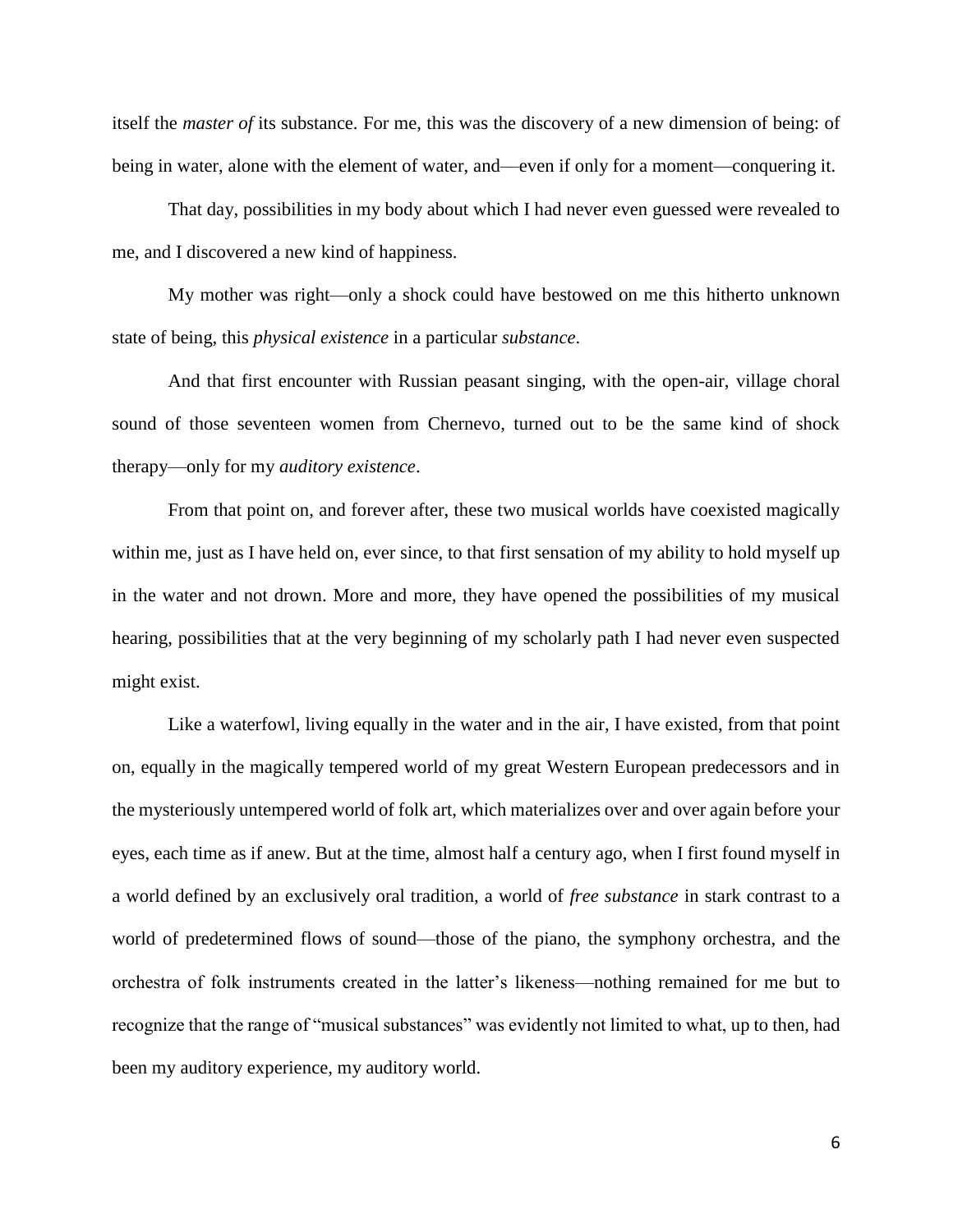itself the *master of* its substance. For me, this was the discovery of a new dimension of being: of being in water, alone with the element of water, and—even if only for a moment—conquering it.

That day, possibilities in my body about which I had never even guessed were revealed to me, and I discovered a new kind of happiness.

My mother was right—only a shock could have bestowed on me this hitherto unknown state of being, this *physical existence* in a particular *substance*.

And that first encounter with Russian peasant singing, with the open-air, village choral sound of those seventeen women from Chernevo, turned out to be the same kind of shock therapy—only for my *auditory existence*.

From that point on, and forever after, these two musical worlds have coexisted magically within me, just as I have held on, ever since, to that first sensation of my ability to hold myself up in the water and not drown. More and more, they have opened the possibilities of my musical hearing, possibilities that at the very beginning of my scholarly path I had never even suspected might exist.

Like a waterfowl, living equally in the water and in the air, I have existed, from that point on, equally in the magically tempered world of my great Western European predecessors and in the mysteriously untempered world of folk art, which materializes over and over again before your eyes, each time as if anew. But at the time, almost half a century ago, when I first found myself in a world defined by an exclusively oral tradition, a world of *free substance* in stark contrast to a world of predetermined flows of sound—those of the piano, the symphony orchestra, and the orchestra of folk instruments created in the latter's likeness—nothing remained for me but to recognize that the range of "musical substances" was evidently not limited to what, up to then, had been my auditory experience, my auditory world.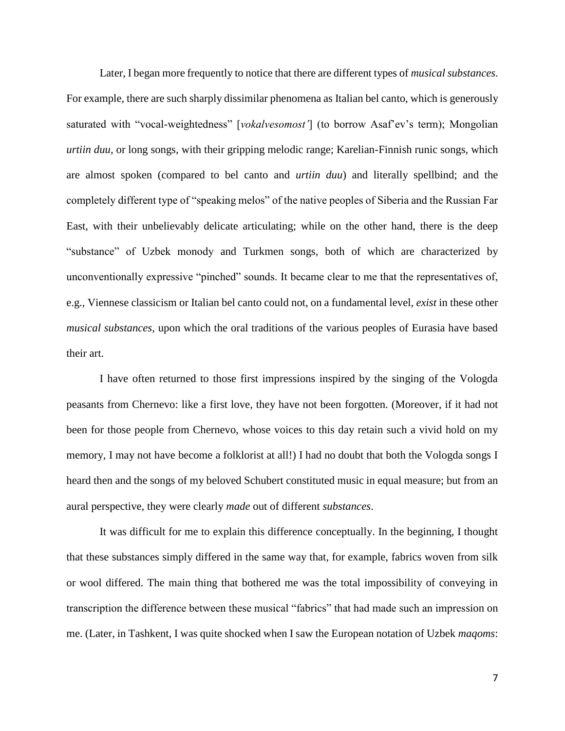Later, I began more frequently to notice that there are different types of *musical substances*. For example, there are such sharply dissimilar phenomena as Italian bel canto, which is generously saturated with "vocal-weightedness" [*vokalvesomost'*] (to borrow Asaf'ev's term); Mongolian *urtiin duu*, or long songs, with their gripping melodic range; Karelian-Finnish runic songs, which are almost spoken (compared to bel canto and *urtiin duu*) and literally spellbind; and the completely different type of "speaking melos" of the native peoples of Siberia and the Russian Far East, with their unbelievably delicate articulating; while on the other hand, there is the deep "substance" of Uzbek monody and Turkmen songs, both of which are characterized by unconventionally expressive "pinched" sounds. It became clear to me that the representatives of, e.g., Viennese classicism or Italian bel canto could not, on a fundamental level, *exist* in these other *musical substances*, upon which the oral traditions of the various peoples of Eurasia have based their art.

I have often returned to those first impressions inspired by the singing of the Vologda peasants from Chernevo: like a first love, they have not been forgotten. (Moreover, if it had not been for those people from Chernevo, whose voices to this day retain such a vivid hold on my memory, I may not have become a folklorist at all!) I had no doubt that both the Vologda songs I heard then and the songs of my beloved Schubert constituted music in equal measure; but from an aural perspective, they were clearly *made* out of different *substances*.

It was difficult for me to explain this difference conceptually. In the beginning, I thought that these substances simply differed in the same way that, for example, fabrics woven from silk or wool differed. The main thing that bothered me was the total impossibility of conveying in transcription the difference between these musical "fabrics" that had made such an impression on me. (Later, in Tashkent, I was quite shocked when I saw the European notation of Uzbek *maqoms*: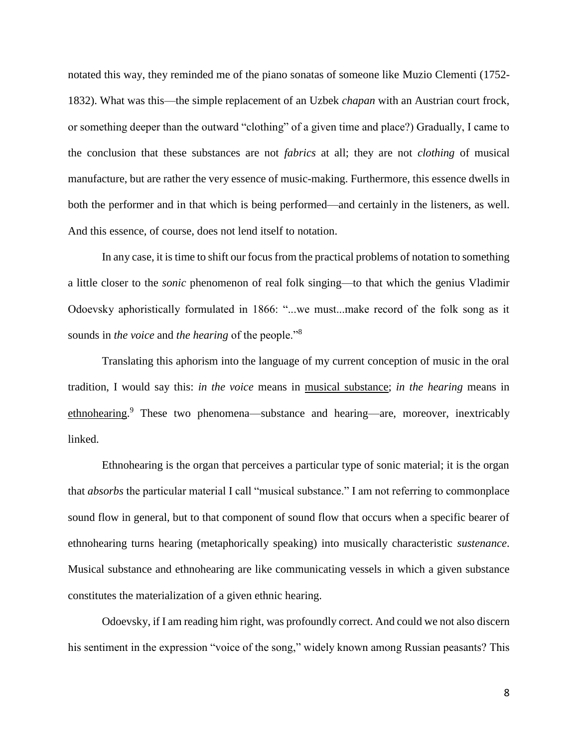notated this way, they reminded me of the piano sonatas of someone like Muzio Clementi (1752-1832). What was this—the simple replacement of an Uzbek *chapan* with an Austrian court frock, or something deeper than the outward "clothing" of a given time and place?) Gradually, I came to the conclusion that these substances are not *fabrics* at all; they are not *clothing* of musical manufacture, but are rather the very essence of music-making. Furthermore, this essence dwells in both the performer and in that which is being performed—and certainly in the listeners, as well. And this essence, of course, does not lend itself to notation.

In any case, it is time to shift our focus from the practical problems of notation to something a little closer to the *sonic* phenomenon of real folk singing—to that which the genius Vladimir Odoevsky aphoristically formulated in 1866: "...we must...make record of the folk song as it sounds in *the voice* and *the hearing* of the people."[8]

Translating this aphorism into the language of my current conception of music in the oral tradition, I would say this: *in the voice* means in <u>musical substance</u>; *in the hearing* means in <u>ethnohearing</u>.[9] These two phenomena—substance and hearing—are, moreover, inextricably linked.

Ethnohearing is the organ that perceives a particular type of sonic material; it is the organ that *absorbs* the particular material I call "musical substance." I am not referring to commonplace sound flow in general, but to that component of sound flow that occurs when a specific bearer of ethnohearing turns hearing (metaphorically speaking) into musically characteristic *sustenance*. Musical substance and ethnohearing are like communicating vessels in which a given substance constitutes the materialization of a given ethnic hearing.

Odoevsky, if I am reading him right, was profoundly correct. And could we not also discern his sentiment in the expression "voice of the song," widely known among Russian peasants? This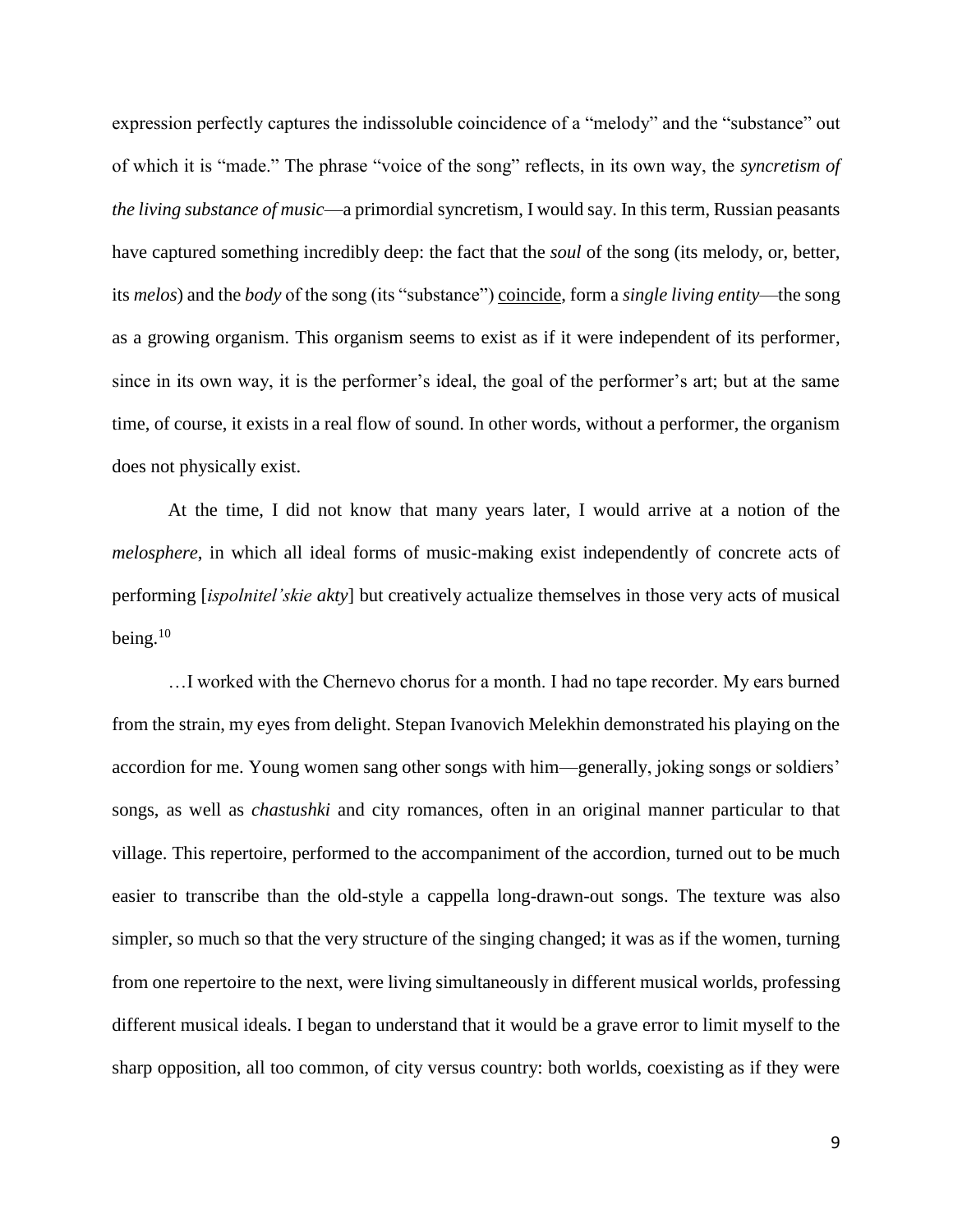expression perfectly captures the indissoluble coincidence of a "melody" and the "substance" out of which it is "made." The phrase "voice of the song" reflects, in its own way, the *syncretism of the living substance of music*—a primordial syncretism, I would say. In this term, Russian peasants have captured something incredibly deep: the fact that the *soul* of the song (its melody, or, better, its *melos*) and the *body* of the song (its "substance") coincide, form a *single living entity*—the song as a growing organism. This organism seems to exist as if it were independent of its performer, since in its own way, it is the performer's ideal, the goal of the performer's art; but at the same time, of course, it exists in a real flow of sound. In other words, without a performer, the organism does not physically exist.

At the time, I did not know that many years later, I would arrive at a notion of the *melosphere*, in which all ideal forms of music-making exist independently of concrete acts of performing [*ispolnitel'skie akty*] but creatively actualize themselves in those very acts of musical being.[10]

…I worked with the Chernevo chorus for a month. I had no tape recorder. My ears burned from the strain, my eyes from delight. Stepan Ivanovich Melekhin demonstrated his playing on the accordion for me. Young women sang other songs with him—generally, joking songs or soldiers' songs, as well as *chastushki* and city romances, often in an original manner particular to that village. This repertoire, performed to the accompaniment of the accordion, turned out to be much easier to transcribe than the old-style a cappella long-drawn-out songs. The texture was also simpler, so much so that the very structure of the singing changed; it was as if the women, turning from one repertoire to the next, were living simultaneously in different musical worlds, professing different musical ideals. I began to understand that it would be a grave error to limit myself to the sharp opposition, all too common, of city versus country: both worlds, coexisting as if they were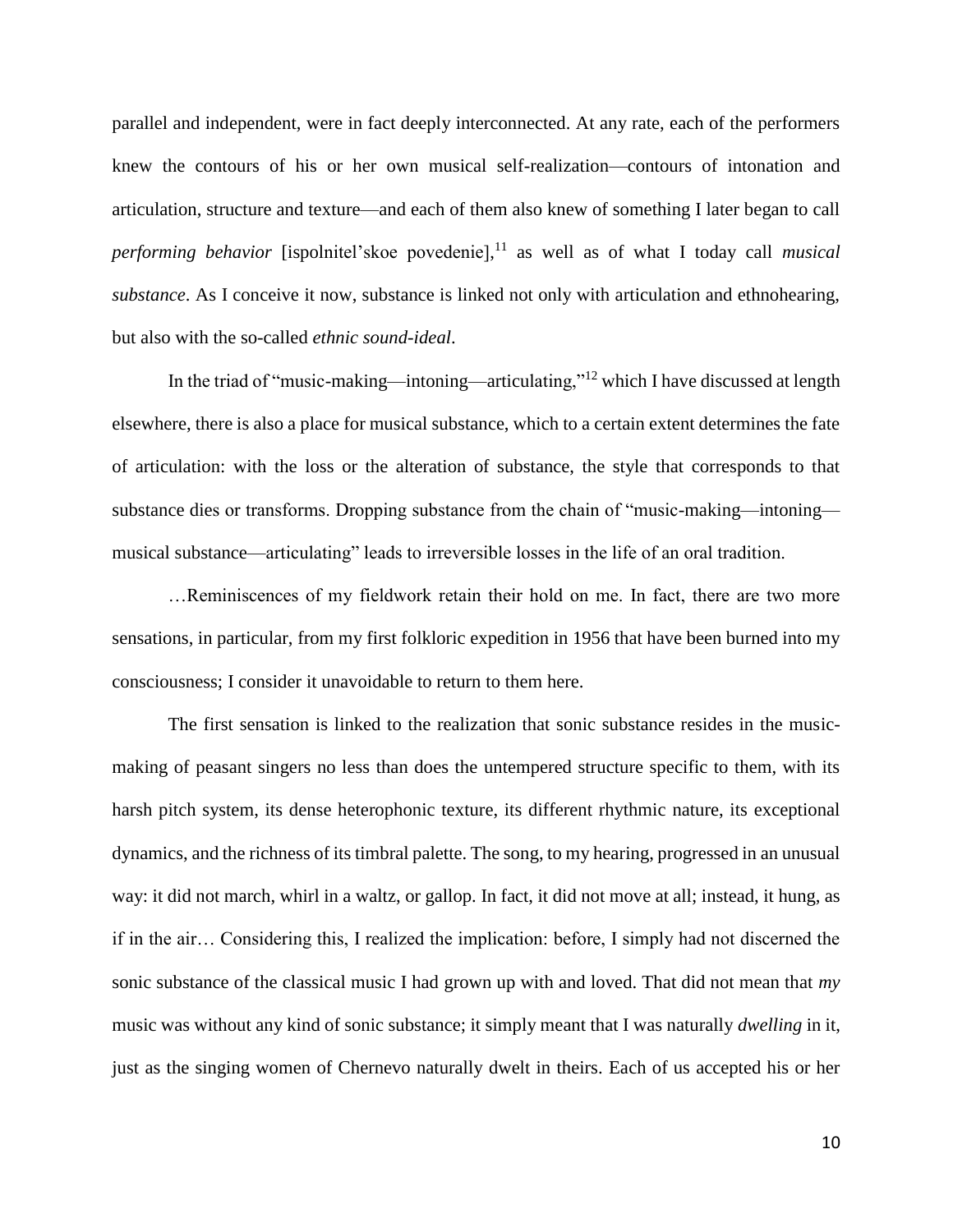parallel and independent, were in fact deeply interconnected. At any rate, each of the performers knew the contours of his or her own musical self-realization—contours of intonation and articulation, structure and texture—and each of them also knew of something I later began to call *performing behavior* [ispolnitel'skoe povedenie],[11] as well as of what I today call *musical substance*. As I conceive it now, substance is linked not only with articulation and ethnohearing, but also with the so-called *ethnic sound-ideal*.

In the triad of "music-making—intoning—articulating,"[12] which I have discussed at length elsewhere, there is also a place for musical substance, which to a certain extent determines the fate of articulation: with the loss or the alteration of substance, the style that corresponds to that substance dies or transforms. Dropping substance from the chain of "music-making—intoning—musical substance—articulating" leads to irreversible losses in the life of an oral tradition.

…Reminiscences of my fieldwork retain their hold on me. In fact, there are two more sensations, in particular, from my first folkloric expedition in 1956 that have been burned into my consciousness; I consider it unavoidable to return to them here.

The first sensation is linked to the realization that sonic substance resides in the music-making of peasant singers no less than does the untempered structure specific to them, with its harsh pitch system, its dense heterophonic texture, its different rhythmic nature, its exceptional dynamics, and the richness of its timbral palette. The song, to my hearing, progressed in an unusual way: it did not march, whirl in a waltz, or gallop. In fact, it did not move at all; instead, it hung, as if in the air… Considering this, I realized the implication: before, I simply had not discerned the sonic substance of the classical music I had grown up with and loved. That did not mean that *my* music was without any kind of sonic substance; it simply meant that I was naturally *dwelling* in it, just as the singing women of Chernevo naturally dwelt in theirs. Each of us accepted his or her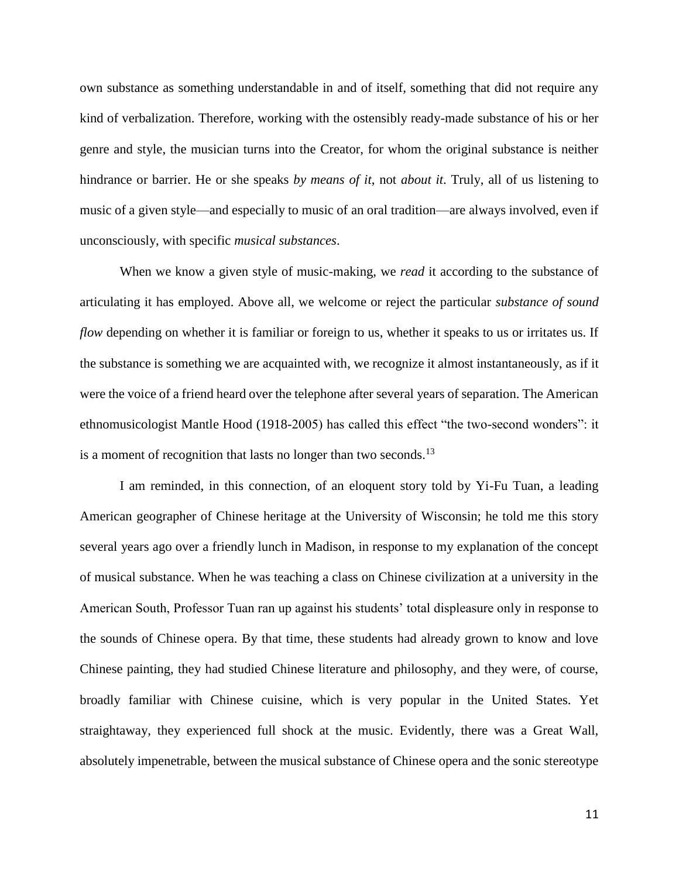own substance as something understandable in and of itself, something that did not require any kind of verbalization. Therefore, working with the ostensibly ready-made substance of his or her genre and style, the musician turns into the Creator, for whom the original substance is neither hindrance or barrier. He or she speaks *by means of it*, not *about it*. Truly, all of us listening to music of a given style—and especially to music of an oral tradition—are always involved, even if unconsciously, with specific *musical substances*.

When we know a given style of music-making, we *read* it according to the substance of articulating it has employed. Above all, we welcome or reject the particular *substance of sound flow* depending on whether it is familiar or foreign to us, whether it speaks to us or irritates us. If the substance is something we are acquainted with, we recognize it almost instantaneously, as if it were the voice of a friend heard over the telephone after several years of separation. The American ethnomusicologist Mantle Hood (1918-2005) has called this effect "the two-second wonders": it is a moment of recognition that lasts no longer than two seconds.[13]

I am reminded, in this connection, of an eloquent story told by Yi-Fu Tuan, a leading American geographer of Chinese heritage at the University of Wisconsin; he told me this story several years ago over a friendly lunch in Madison, in response to my explanation of the concept of musical substance. When he was teaching a class on Chinese civilization at a university in the American South, Professor Tuan ran up against his students' total displeasure only in response to the sounds of Chinese opera. By that time, these students had already grown to know and love Chinese painting, they had studied Chinese literature and philosophy, and they were, of course, broadly familiar with Chinese cuisine, which is very popular in the United States. Yet straightaway, they experienced full shock at the music. Evidently, there was a Great Wall, absolutely impenetrable, between the musical substance of Chinese opera and the sonic stereotype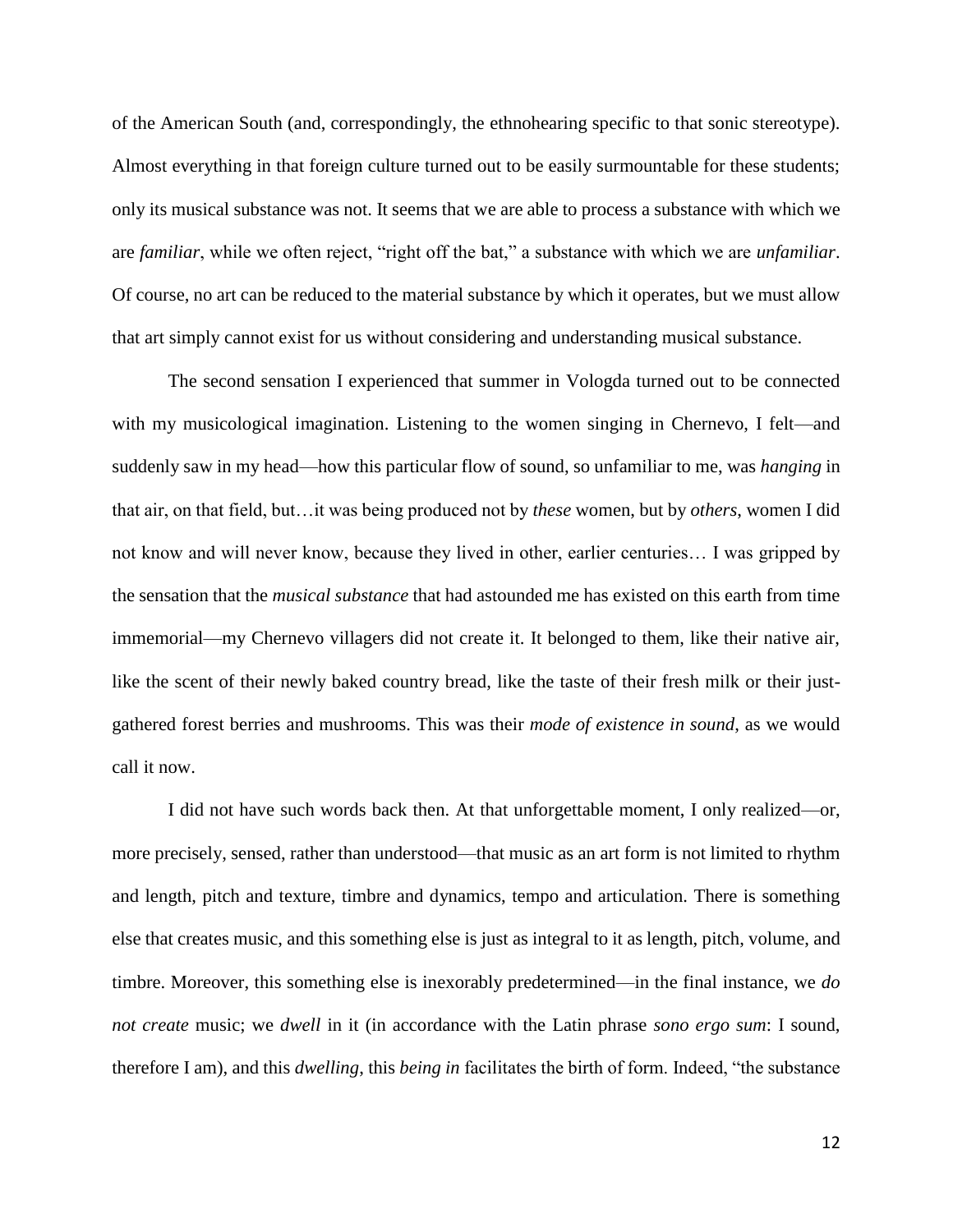of the American South (and, correspondingly, the ethnohearing specific to that sonic stereotype). Almost everything in that foreign culture turned out to be easily surmountable for these students; only its musical substance was not. It seems that we are able to process a substance with which we are *familiar*, while we often reject, "right off the bat," a substance with which we are *unfamiliar*. Of course, no art can be reduced to the material substance by which it operates, but we must allow that art simply cannot exist for us without considering and understanding musical substance.

The second sensation I experienced that summer in Vologda turned out to be connected with my musicological imagination. Listening to the women singing in Chernevo, I felt—and suddenly saw in my head—how this particular flow of sound, so unfamiliar to me, was *hanging* in that air, on that field, but…it was being produced not by *these* women, but by *others*, women I did not know and will never know, because they lived in other, earlier centuries… I was gripped by the sensation that the *musical substance* that had astounded me has existed on this earth from time immemorial—my Chernevo villagers did not create it. It belonged to them, like their native air, like the scent of their newly baked country bread, like the taste of their fresh milk or their just-gathered forest berries and mushrooms. This was their *mode of existence in sound*, as we would call it now.

I did not have such words back then. At that unforgettable moment, I only realized—or, more precisely, sensed, rather than understood—that music as an art form is not limited to rhythm and length, pitch and texture, timbre and dynamics, tempo and articulation. There is something else that creates music, and this something else is just as integral to it as length, pitch, volume, and timbre. Moreover, this something else is inexorably predetermined—in the final instance, we *do not create* music; we *dwell* in it (in accordance with the Latin phrase *sono ergo sum*: I sound, therefore I am), and this *dwelling*, this *being in* facilitates the birth of form. Indeed, "the substance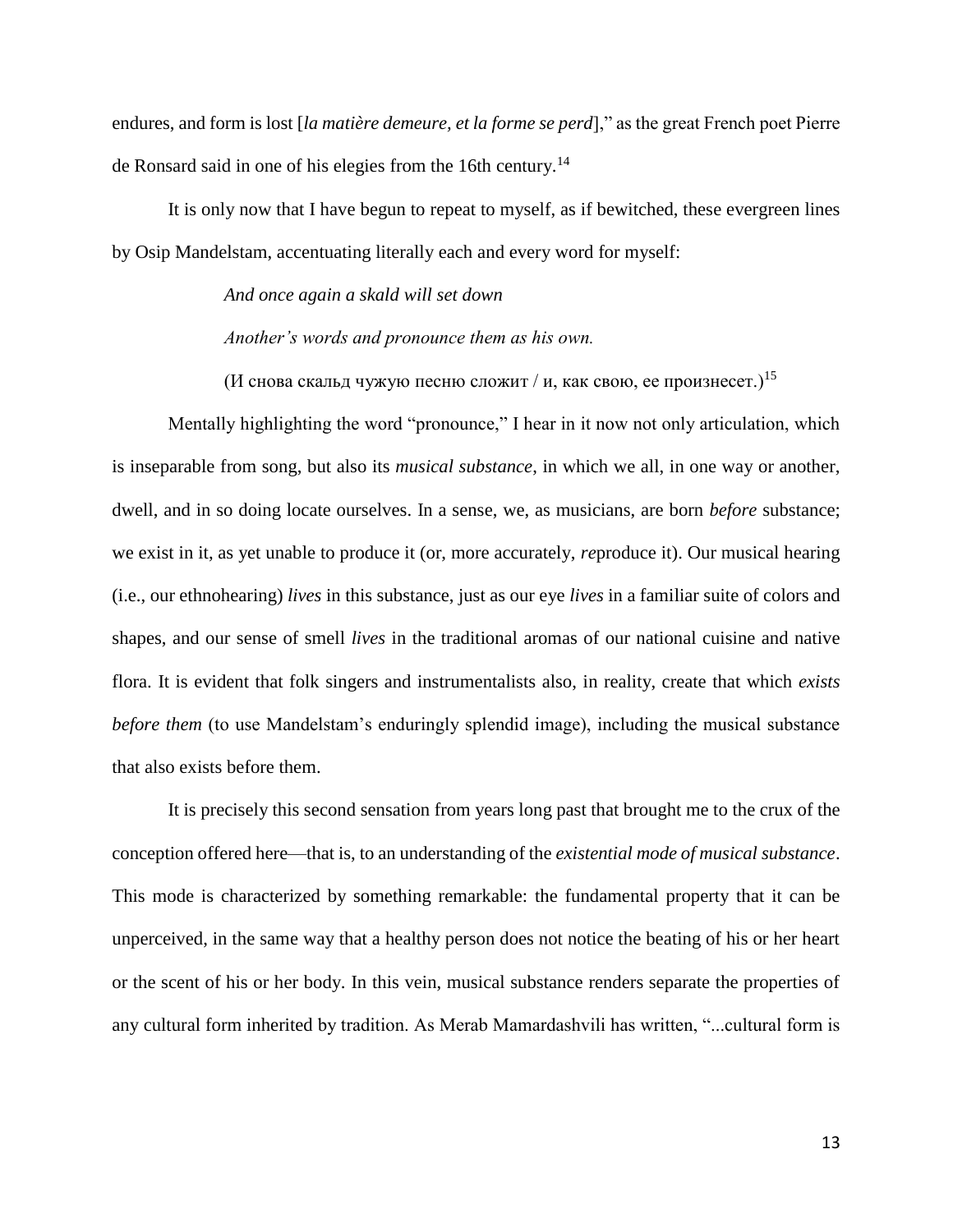endures, and form is lost [*la matière demeure, et la forme se perd*]," as the great French poet Pierre de Ronsard said in one of his elegies from the 16th century.[14]

It is only now that I have begun to repeat to myself, as if bewitched, these evergreen lines by Osip Mandelstam, accentuating literally each and every word for myself:

> *And once again a skald will set down*
>
> *Another's words and pronounce them as his own.*
>
> (И снова скальд чужую песню сложит / и, как свою, ее произнесет.)[15]

Mentally highlighting the word "pronounce," I hear in it now not only articulation, which is inseparable from song, but also its *musical substance*, in which we all, in one way or another, dwell, and in so doing locate ourselves. In a sense, we, as musicians, are born *before* substance; we exist in it, as yet unable to produce it (or, more accurately, *re*produce it). Our musical hearing (i.e., our ethnohearing) *lives* in this substance, just as our eye *lives* in a familiar suite of colors and shapes, and our sense of smell *lives* in the traditional aromas of our national cuisine and native flora. It is evident that folk singers and instrumentalists also, in reality, create that which *exists before them* (to use Mandelstam's enduringly splendid image), including the musical substance that also exists before them.

It is precisely this second sensation from years long past that brought me to the crux of the conception offered here—that is, to an understanding of the *existential mode of musical substance*. This mode is characterized by something remarkable: the fundamental property that it can be unperceived, in the same way that a healthy person does not notice the beating of his or her heart or the scent of his or her body. In this vein, musical substance renders separate the properties of any cultural form inherited by tradition. As Merab Mamardashvili has written, "...cultural form is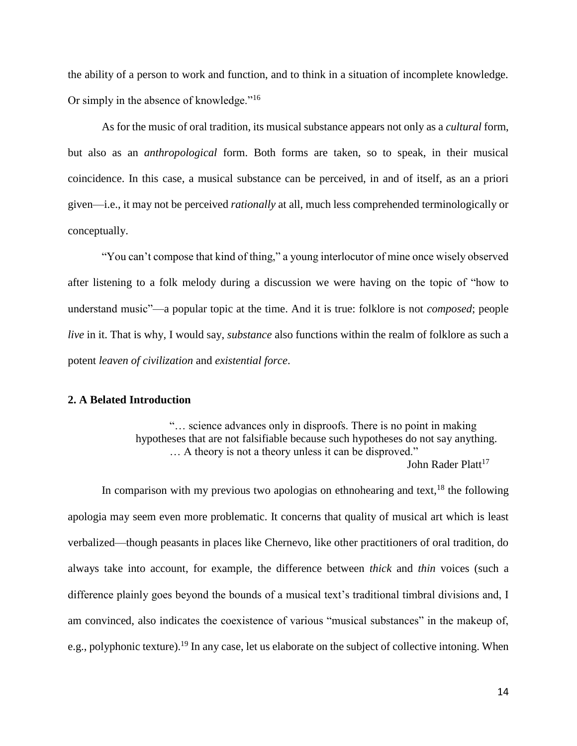the ability of a person to work and function, and to think in a situation of incomplete knowledge. Or simply in the absence of knowledge."[16]

As for the music of oral tradition, its musical substance appears not only as a *cultural* form, but also as an *anthropological* form. Both forms are taken, so to speak, in their musical coincidence. In this case, a musical substance can be perceived, in and of itself, as an a priori given—i.e., it may not be perceived *rationally* at all, much less comprehended terminologically or conceptually.

"You can't compose that kind of thing," a young interlocutor of mine once wisely observed after listening to a folk melody during a discussion we were having on the topic of "how to understand music"—a popular topic at the time. And it is true: folklore is not *composed*; people *live* in it. That is why, I would say, *substance* also functions within the realm of folklore as such a potent *leaven of civilization* and *existential force*.

## 2. A Belated Introduction

> "… science advances only in disproofs. There is no point in making hypotheses that are not falsifiable because such hypotheses do not say anything. … A theory is not a theory unless it can be disproved."
>
> John Rader Platt[17]

In comparison with my previous two apologias on ethnohearing and text,[18] the following apologia may seem even more problematic. It concerns that quality of musical art which is least verbalized—though peasants in places like Chernevo, like other practitioners of oral tradition, do always take into account, for example, the difference between *thick* and *thin* voices (such a difference plainly goes beyond the bounds of a musical text's traditional timbral divisions and, I am convinced, also indicates the coexistence of various "musical substances" in the makeup of, e.g., polyphonic texture).[19] In any case, let us elaborate on the subject of collective intoning. When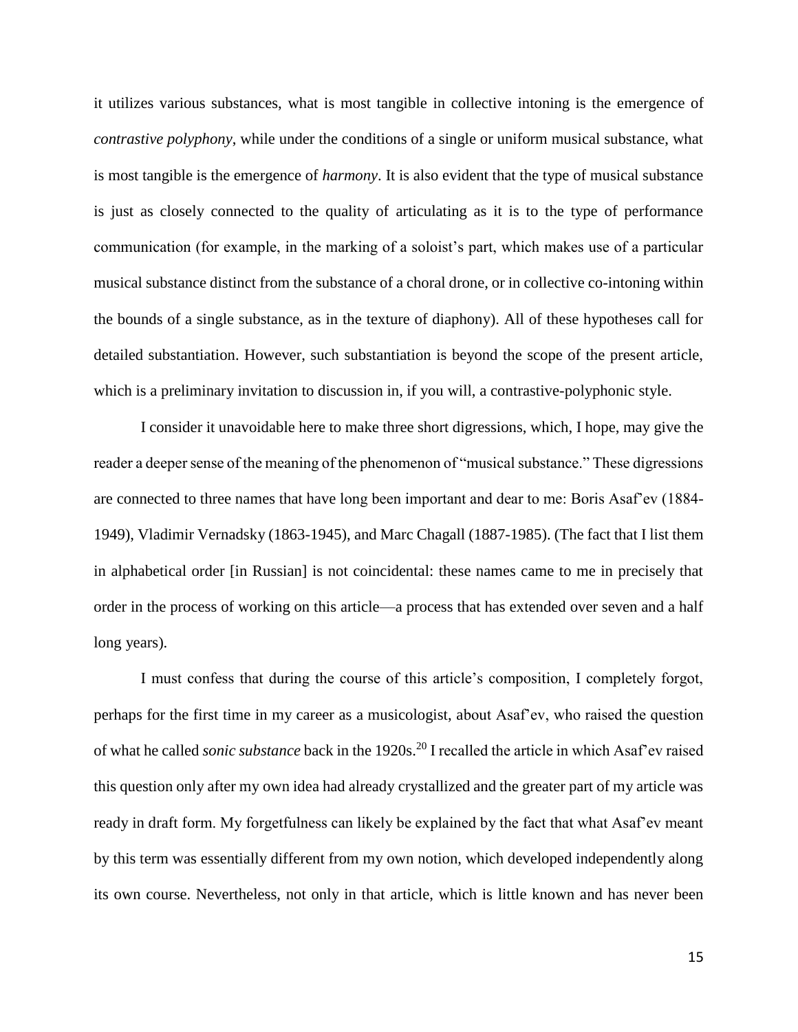it utilizes various substances, what is most tangible in collective intoning is the emergence of *contrastive polyphony*, while under the conditions of a single or uniform musical substance, what is most tangible is the emergence of *harmony*. It is also evident that the type of musical substance is just as closely connected to the quality of articulating as it is to the type of performance communication (for example, in the marking of a soloist's part, which makes use of a particular musical substance distinct from the substance of a choral drone, or in collective co-intoning within the bounds of a single substance, as in the texture of diaphony). All of these hypotheses call for detailed substantiation. However, such substantiation is beyond the scope of the present article, which is a preliminary invitation to discussion in, if you will, a contrastive-polyphonic style.

I consider it unavoidable here to make three short digressions, which, I hope, may give the reader a deeper sense of the meaning of the phenomenon of "musical substance." These digressions are connected to three names that have long been important and dear to me: Boris Asaf'ev (1884-1949), Vladimir Vernadsky (1863-1945), and Marc Chagall (1887-1985). (The fact that I list them in alphabetical order [in Russian] is not coincidental: these names came to me in precisely that order in the process of working on this article—a process that has extended over seven and a half long years).

I must confess that during the course of this article's composition, I completely forgot, perhaps for the first time in my career as a musicologist, about Asaf'ev, who raised the question of what he called *sonic substance* back in the 1920s.[20] I recalled the article in which Asaf'ev raised this question only after my own idea had already crystallized and the greater part of my article was ready in draft form. My forgetfulness can likely be explained by the fact that what Asaf'ev meant by this term was essentially different from my own notion, which developed independently along its own course. Nevertheless, not only in that article, which is little known and has never been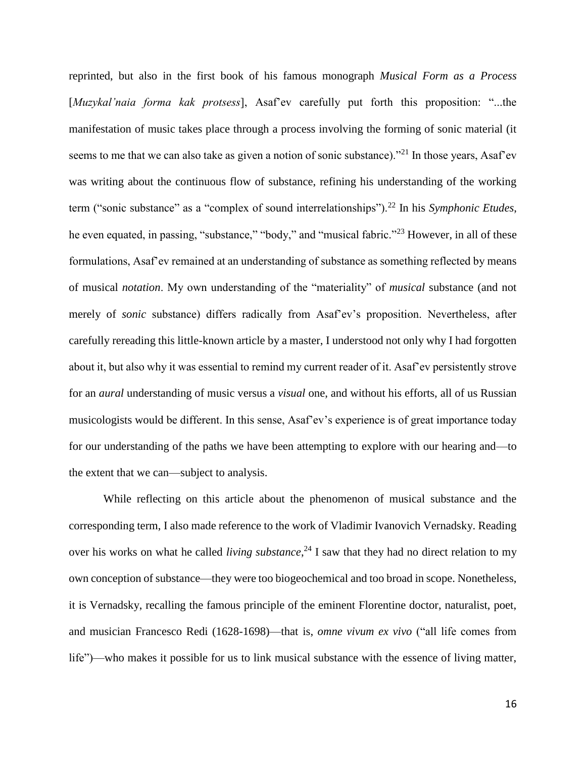reprinted, but also in the first book of his famous monograph *Musical Form as a Process* [*Muzykal'naia forma kak protsess*], Asaf'ev carefully put forth this proposition: "...the manifestation of music takes place through a process involving the forming of sonic material (it seems to me that we can also take as given a notion of sonic substance)."[21] In those years, Asaf'ev was writing about the continuous flow of substance, refining his understanding of the working term ("sonic substance" as a "complex of sound interrelationships").[22] In his *Symphonic Etudes*, he even equated, in passing, "substance," "body," and "musical fabric."[23] However, in all of these formulations, Asaf'ev remained at an understanding of substance as something reflected by means of musical *notation*. My own understanding of the "materiality" of *musical* substance (and not merely of *sonic* substance) differs radically from Asaf'ev's proposition. Nevertheless, after carefully rereading this little-known article by a master, I understood not only why I had forgotten about it, but also why it was essential to remind my current reader of it. Asaf'ev persistently strove for an *aural* understanding of music versus a *visual* one, and without his efforts, all of us Russian musicologists would be different. In this sense, Asaf'ev's experience is of great importance today for our understanding of the paths we have been attempting to explore with our hearing and—to the extent that we can—subject to analysis.

While reflecting on this article about the phenomenon of musical substance and the corresponding term, I also made reference to the work of Vladimir Ivanovich Vernadsky. Reading over his works on what he called *living substance*,[24] I saw that they had no direct relation to my own conception of substance—they were too biogeochemical and too broad in scope. Nonetheless, it is Vernadsky, recalling the famous principle of the eminent Florentine doctor, naturalist, poet, and musician Francesco Redi (1628-1698)—that is, *omne vivum ex vivo* ("all life comes from life")—who makes it possible for us to link musical substance with the essence of living matter,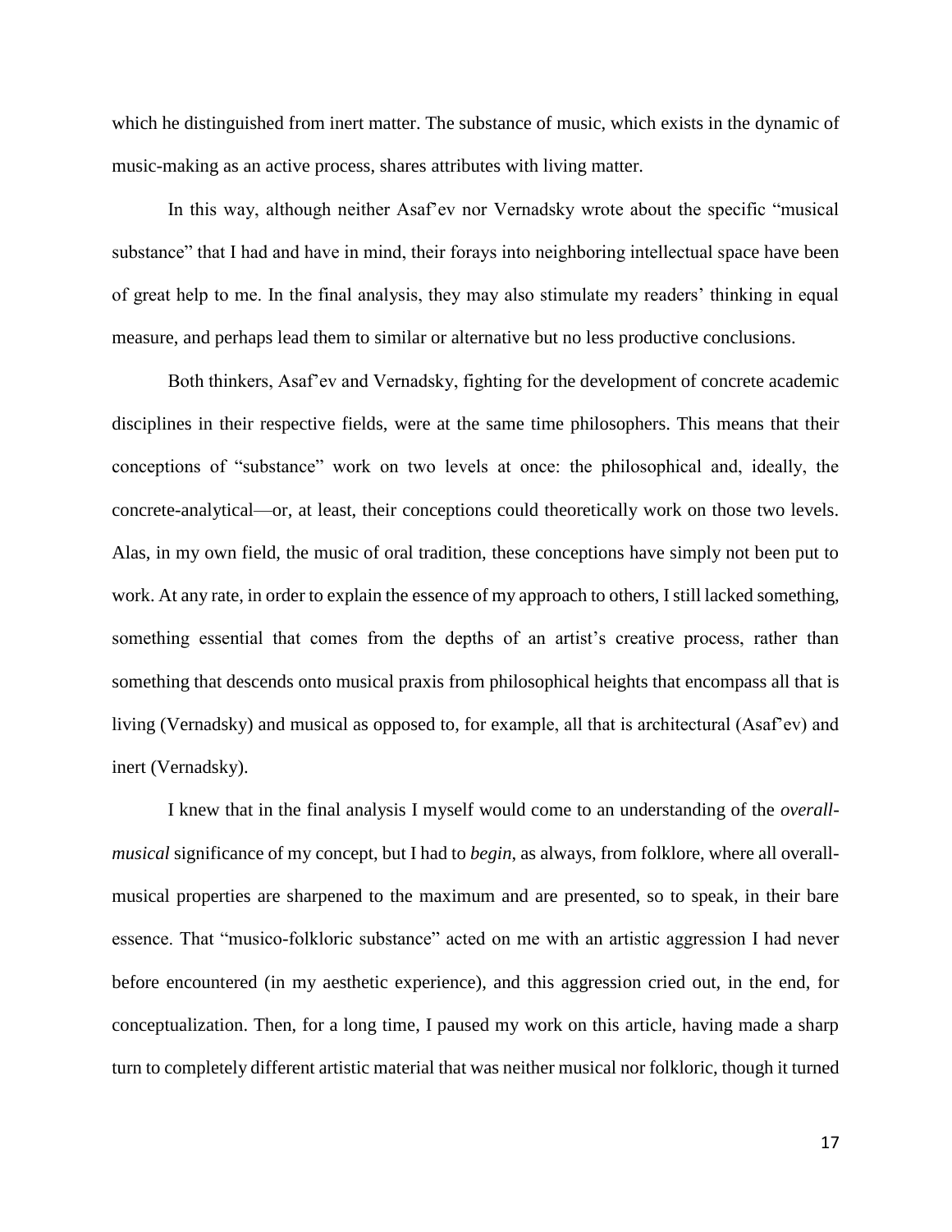which he distinguished from inert matter. The substance of music, which exists in the dynamic of music-making as an active process, shares attributes with living matter.

In this way, although neither Asaf'ev nor Vernadsky wrote about the specific "musical substance" that I had and have in mind, their forays into neighboring intellectual space have been of great help to me. In the final analysis, they may also stimulate my readers' thinking in equal measure, and perhaps lead them to similar or alternative but no less productive conclusions.

Both thinkers, Asaf'ev and Vernadsky, fighting for the development of concrete academic disciplines in their respective fields, were at the same time philosophers. This means that their conceptions of "substance" work on two levels at once: the philosophical and, ideally, the concrete-analytical—or, at least, their conceptions could theoretically work on those two levels. Alas, in my own field, the music of oral tradition, these conceptions have simply not been put to work. At any rate, in order to explain the essence of my approach to others, I still lacked something, something essential that comes from the depths of an artist's creative process, rather than something that descends onto musical praxis from philosophical heights that encompass all that is living (Vernadsky) and musical as opposed to, for example, all that is architectural (Asaf'ev) and inert (Vernadsky).

I knew that in the final analysis I myself would come to an understanding of the *overall-musical* significance of my concept, but I had to *begin*, as always, from folklore, where all overall-musical properties are sharpened to the maximum and are presented, so to speak, in their bare essence. That "musico-folkloric substance" acted on me with an artistic aggression I had never before encountered (in my aesthetic experience), and this aggression cried out, in the end, for conceptualization. Then, for a long time, I paused my work on this article, having made a sharp turn to completely different artistic material that was neither musical nor folkloric, though it turned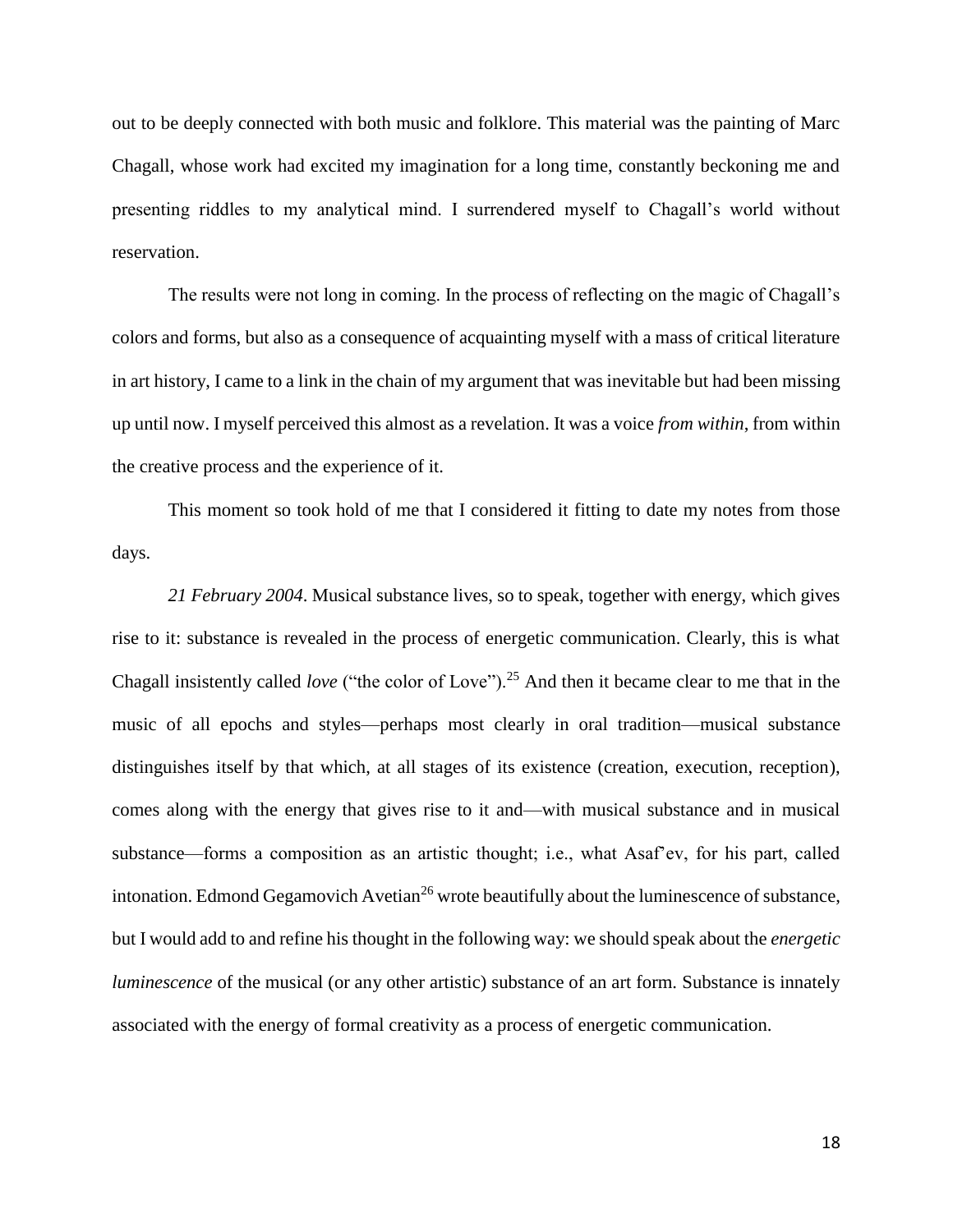out to be deeply connected with both music and folklore. This material was the painting of Marc Chagall, whose work had excited my imagination for a long time, constantly beckoning me and presenting riddles to my analytical mind. I surrendered myself to Chagall's world without reservation.

The results were not long in coming. In the process of reflecting on the magic of Chagall's colors and forms, but also as a consequence of acquainting myself with a mass of critical literature in art history, I came to a link in the chain of my argument that was inevitable but had been missing up until now. I myself perceived this almost as a revelation. It was a voice *from within*, from within the creative process and the experience of it.

This moment so took hold of me that I considered it fitting to date my notes from those days.

*21 February 2004*. Musical substance lives, so to speak, together with energy, which gives rise to it: substance is revealed in the process of energetic communication. Clearly, this is what Chagall insistently called *love* ("the color of Love").[25] And then it became clear to me that in the music of all epochs and styles—perhaps most clearly in oral tradition—musical substance distinguishes itself by that which, at all stages of its existence (creation, execution, reception), comes along with the energy that gives rise to it and—with musical substance and in musical substance—forms a composition as an artistic thought; i.e., what Asaf'ev, for his part, called intonation. Edmond Gegamovich Avetian[26] wrote beautifully about the luminescence of substance, but I would add to and refine his thought in the following way: we should speak about the *energetic luminescence* of the musical (or any other artistic) substance of an art form. Substance is innately associated with the energy of formal creativity as a process of energetic communication.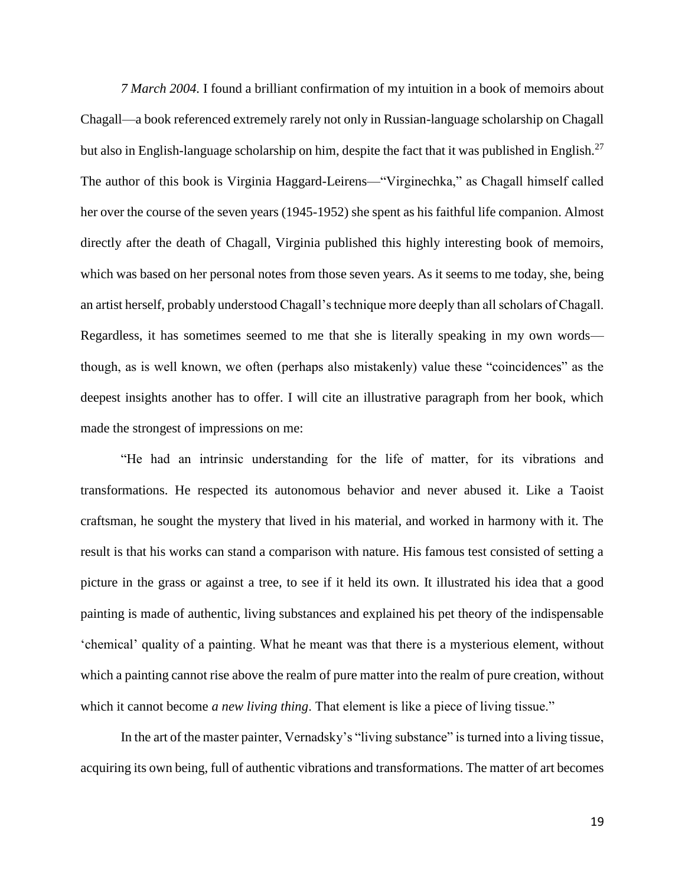*7 March 2004.* I found a brilliant confirmation of my intuition in a book of memoirs about Chagall—a book referenced extremely rarely not only in Russian-language scholarship on Chagall but also in English-language scholarship on him, despite the fact that it was published in English.[27] The author of this book is Virginia Haggard-Leirens—"Virginechka," as Chagall himself called her over the course of the seven years (1945-1952) she spent as his faithful life companion. Almost directly after the death of Chagall, Virginia published this highly interesting book of memoirs, which was based on her personal notes from those seven years. As it seems to me today, she, being an artist herself, probably understood Chagall's technique more deeply than all scholars of Chagall. Regardless, it has sometimes seemed to me that she is literally speaking in my own words—though, as is well known, we often (perhaps also mistakenly) value these "coincidences" as the deepest insights another has to offer. I will cite an illustrative paragraph from her book, which made the strongest of impressions on me:

"He had an intrinsic understanding for the life of matter, for its vibrations and transformations. He respected its autonomous behavior and never abused it. Like a Taoist craftsman, he sought the mystery that lived in his material, and worked in harmony with it. The result is that his works can stand a comparison with nature. His famous test consisted of setting a picture in the grass or against a tree, to see if it held its own. It illustrated his idea that a good painting is made of authentic, living substances and explained his pet theory of the indispensable 'chemical' quality of a painting. What he meant was that there is a mysterious element, without which a painting cannot rise above the realm of pure matter into the realm of pure creation, without which it cannot become *a new living thing*. That element is like a piece of living tissue."

In the art of the master painter, Vernadsky's "living substance" is turned into a living tissue, acquiring its own being, full of authentic vibrations and transformations. The matter of art becomes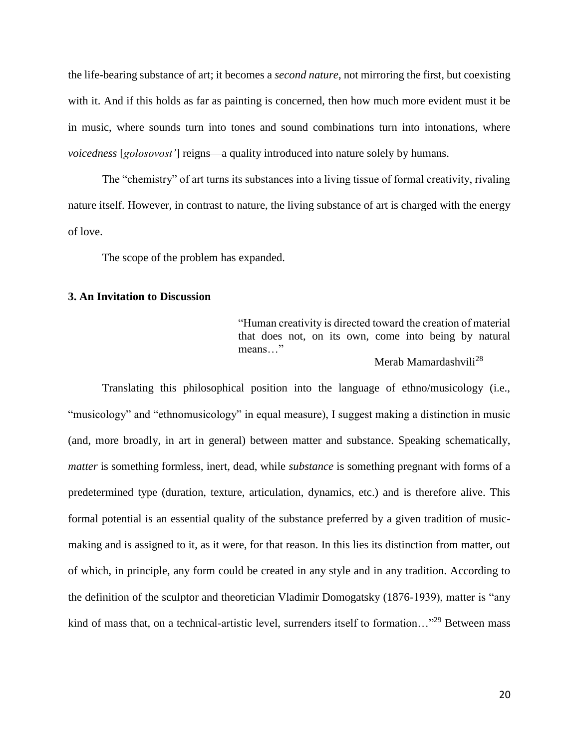the life-bearing substance of art; it becomes a *second nature*, not mirroring the first, but coexisting with it. And if this holds as far as painting is concerned, then how much more evident must it be in music, where sounds turn into tones and sound combinations turn into intonations, where *voicedness* [*golosovost'*] reigns—a quality introduced into nature solely by humans.

The "chemistry" of art turns its substances into a living tissue of formal creativity, rivaling nature itself. However, in contrast to nature, the living substance of art is charged with the energy of love.

The scope of the problem has expanded.

### 3. An Invitation to Discussion

> "Human creativity is directed toward the creation of material that does not, on its own, come into being by natural means…"
>
> Merab Mamardashvili[28]

Translating this philosophical position into the language of ethno/musicology (i.e., "musicology" and "ethnomusicology" in equal measure), I suggest making a distinction in music (and, more broadly, in art in general) between matter and substance. Speaking schematically, *matter* is something formless, inert, dead, while *substance* is something pregnant with forms of a predetermined type (duration, texture, articulation, dynamics, etc.) and is therefore alive. This formal potential is an essential quality of the substance preferred by a given tradition of music-making and is assigned to it, as it were, for that reason. In this lies its distinction from matter, out of which, in principle, any form could be created in any style and in any tradition. According to the definition of the sculptor and theoretician Vladimir Domogatsky (1876-1939), matter is "any kind of mass that, on a technical-artistic level, surrenders itself to formation…"[29] Between mass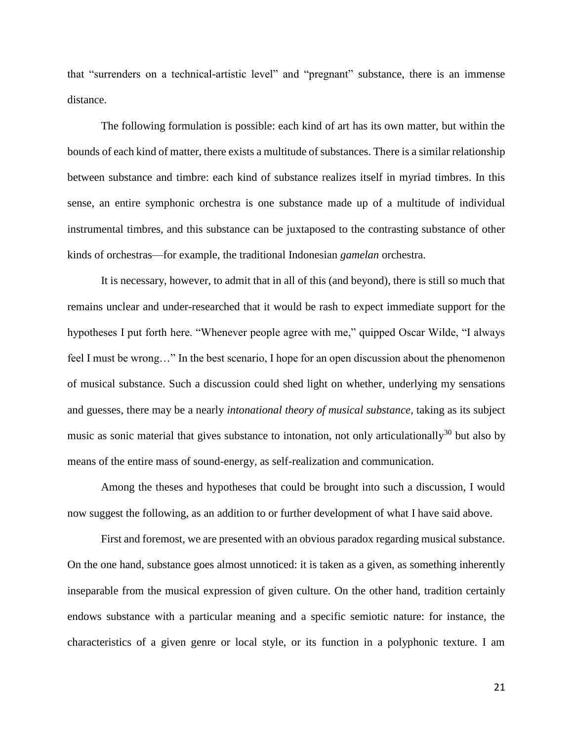that "surrenders on a technical-artistic level" and "pregnant" substance, there is an immense distance.

The following formulation is possible: each kind of art has its own matter, but within the bounds of each kind of matter, there exists a multitude of substances. There is a similar relationship between substance and timbre: each kind of substance realizes itself in myriad timbres. In this sense, an entire symphonic orchestra is one substance made up of a multitude of individual instrumental timbres, and this substance can be juxtaposed to the contrasting substance of other kinds of orchestras—for example, the traditional Indonesian *gamelan* orchestra.

It is necessary, however, to admit that in all of this (and beyond), there is still so much that remains unclear and under-researched that it would be rash to expect immediate support for the hypotheses I put forth here. "Whenever people agree with me," quipped Oscar Wilde, "I always feel I must be wrong…" In the best scenario, I hope for an open discussion about the phenomenon of musical substance. Such a discussion could shed light on whether, underlying my sensations and guesses, there may be a nearly *intonational theory of musical substance*, taking as its subject music as sonic material that gives substance to intonation, not only articulationally[30] but also by means of the entire mass of sound-energy, as self-realization and communication.

Among the theses and hypotheses that could be brought into such a discussion, I would now suggest the following, as an addition to or further development of what I have said above.

First and foremost, we are presented with an obvious paradox regarding musical substance. On the one hand, substance goes almost unnoticed: it is taken as a given, as something inherently inseparable from the musical expression of given culture. On the other hand, tradition certainly endows substance with a particular meaning and a specific semiotic nature: for instance, the characteristics of a given genre or local style, or its function in a polyphonic texture. I am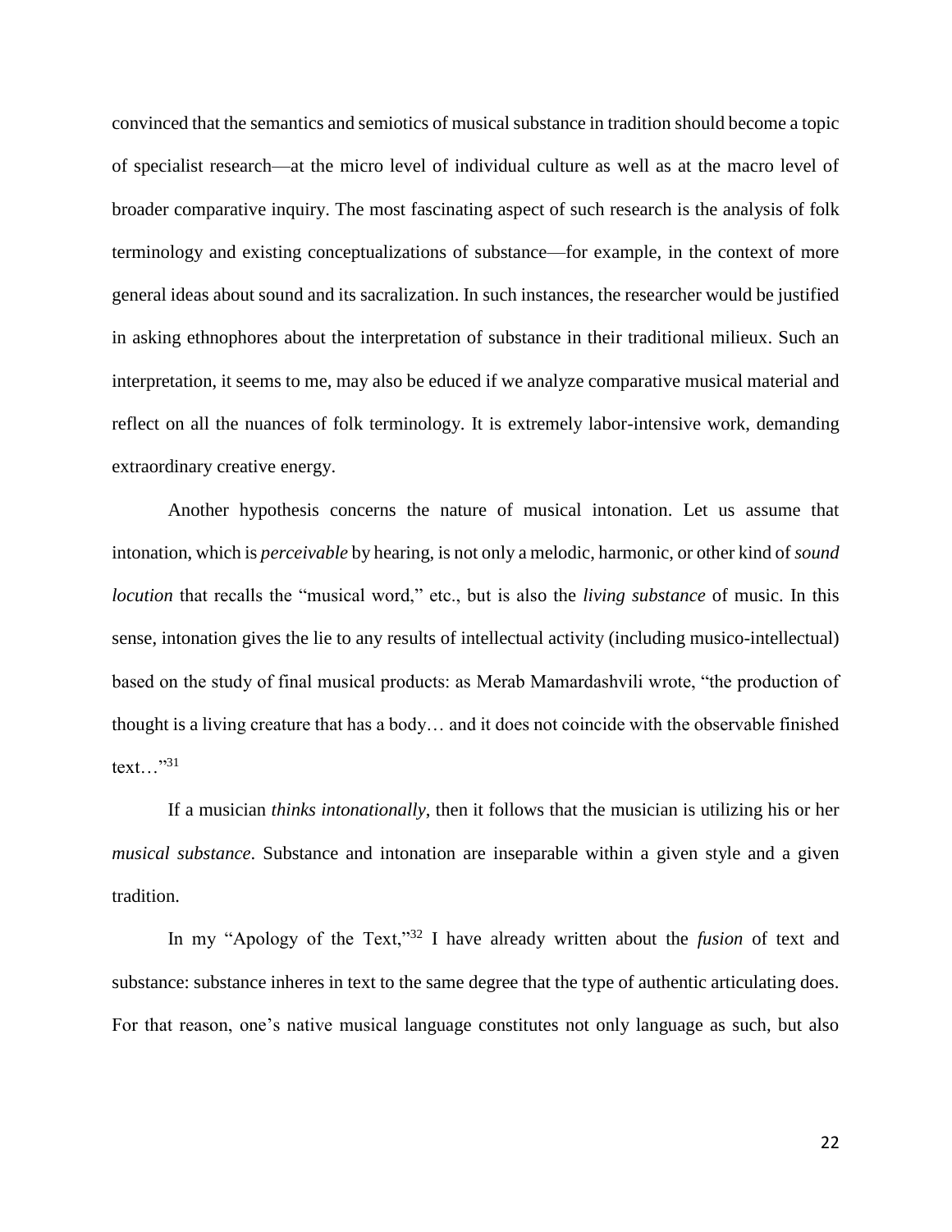convinced that the semantics and semiotics of musical substance in tradition should become a topic of specialist research—at the micro level of individual culture as well as at the macro level of broader comparative inquiry. The most fascinating aspect of such research is the analysis of folk terminology and existing conceptualizations of substance—for example, in the context of more general ideas about sound and its sacralization. In such instances, the researcher would be justified in asking ethnophores about the interpretation of substance in their traditional milieux. Such an interpretation, it seems to me, may also be educed if we analyze comparative musical material and reflect on all the nuances of folk terminology. It is extremely labor-intensive work, demanding extraordinary creative energy.

Another hypothesis concerns the nature of musical intonation. Let us assume that intonation, which is *perceivable* by hearing, is not only a melodic, harmonic, or other kind of *sound locution* that recalls the "musical word," etc., but is also the *living substance* of music. In this sense, intonation gives the lie to any results of intellectual activity (including musico-intellectual) based on the study of final musical products: as Merab Mamardashvili wrote, "the production of thought is a living creature that has a body… and it does not coincide with the observable finished text…"[31]

If a musician *thinks intonationally*, then it follows that the musician is utilizing his or her *musical substance*. Substance and intonation are inseparable within a given style and a given tradition.

In my "Apology of the Text,"[32] I have already written about the *fusion* of text and substance: substance inheres in text to the same degree that the type of authentic articulating does. For that reason, one's native musical language constitutes not only language as such, but also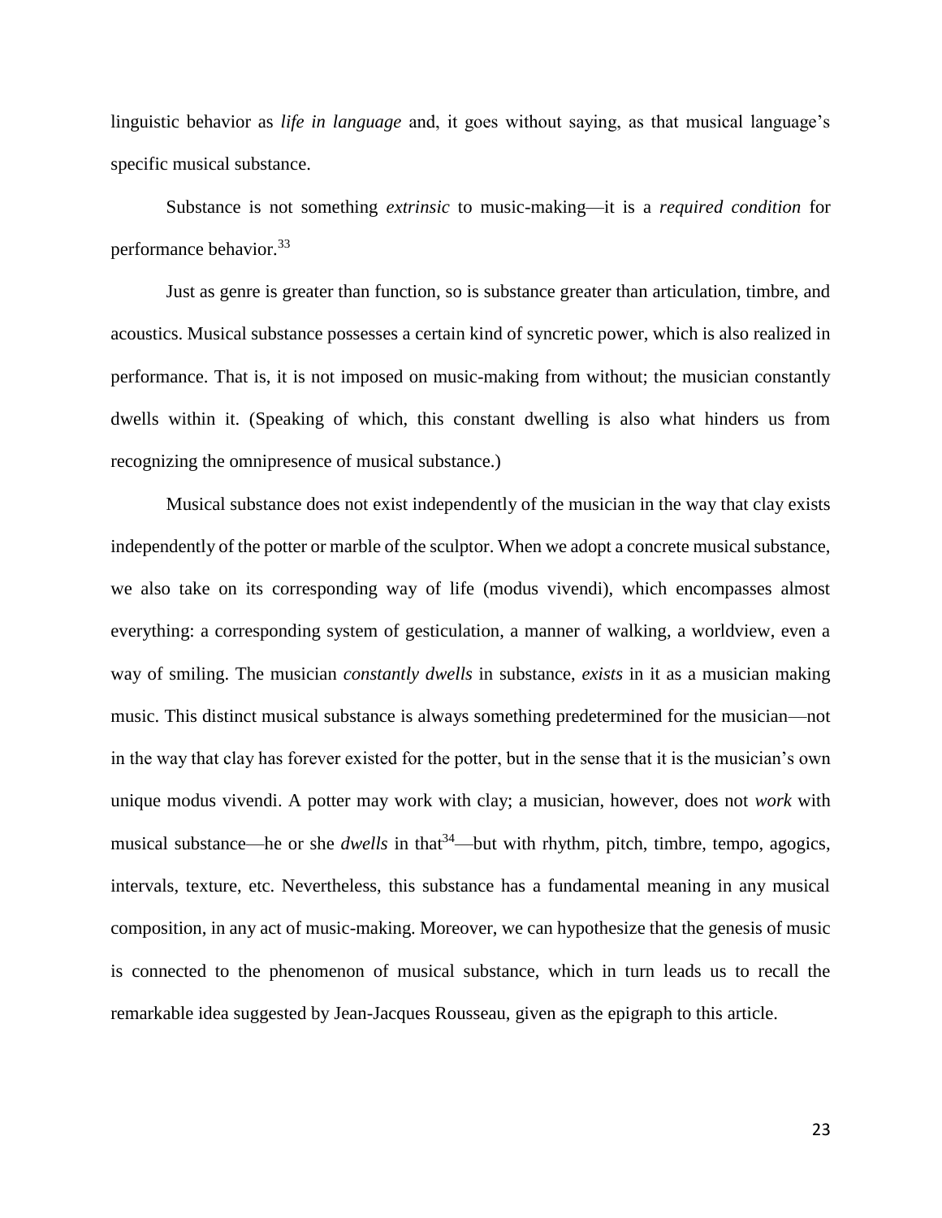linguistic behavior as *life in language* and, it goes without saying, as that musical language's specific musical substance.

Substance is not something *extrinsic* to music-making—it is a *required condition* for performance behavior.[33]

Just as genre is greater than function, so is substance greater than articulation, timbre, and acoustics. Musical substance possesses a certain kind of syncretic power, which is also realized in performance. That is, it is not imposed on music-making from without; the musician constantly dwells within it. (Speaking of which, this constant dwelling is also what hinders us from recognizing the omnipresence of musical substance.)

Musical substance does not exist independently of the musician in the way that clay exists independently of the potter or marble of the sculptor. When we adopt a concrete musical substance, we also take on its corresponding way of life (modus vivendi), which encompasses almost everything: a corresponding system of gesticulation, a manner of walking, a worldview, even a way of smiling. The musician *constantly dwells* in substance, *exists* in it as a musician making music. This distinct musical substance is always something predetermined for the musician—not in the way that clay has forever existed for the potter, but in the sense that it is the musician's own unique modus vivendi. A potter may work with clay; a musician, however, does not *work* with musical substance—he or she *dwells* in that[34]—but with rhythm, pitch, timbre, tempo, agogics, intervals, texture, etc. Nevertheless, this substance has a fundamental meaning in any musical composition, in any act of music-making. Moreover, we can hypothesize that the genesis of music is connected to the phenomenon of musical substance, which in turn leads us to recall the remarkable idea suggested by Jean-Jacques Rousseau, given as the epigraph to this article.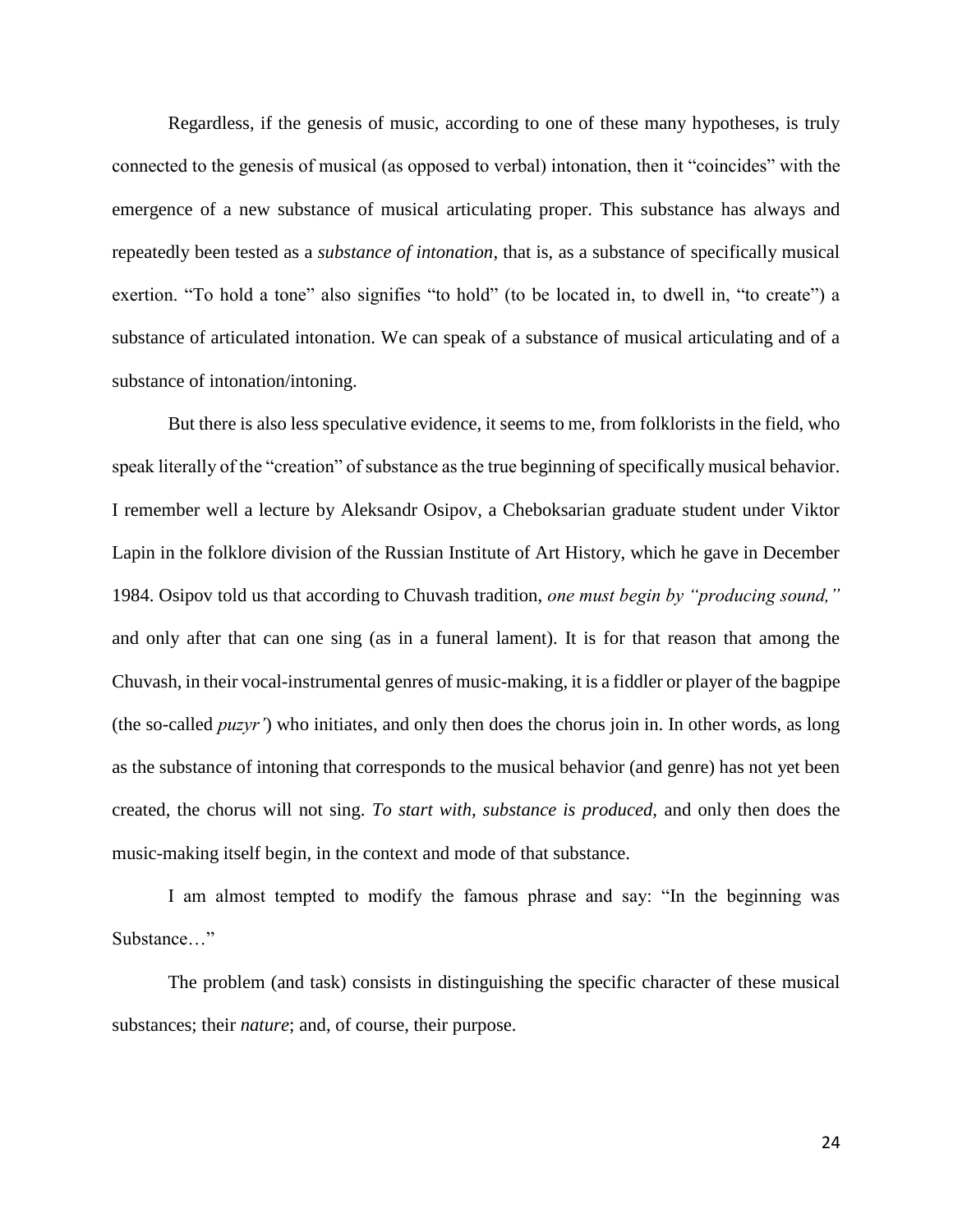Regardless, if the genesis of music, according to one of these many hypotheses, is truly connected to the genesis of musical (as opposed to verbal) intonation, then it "coincides" with the emergence of a new substance of musical articulating proper. This substance has always and repeatedly been tested as a *substance of intonation*, that is, as a substance of specifically musical exertion. "To hold a tone" also signifies "to hold" (to be located in, to dwell in, "to create") a substance of articulated intonation. We can speak of a substance of musical articulating and of a substance of intonation/intoning.

But there is also less speculative evidence, it seems to me, from folklorists in the field, who speak literally of the "creation" of substance as the true beginning of specifically musical behavior. I remember well a lecture by Aleksandr Osipov, a Cheboksarian graduate student under Viktor Lapin in the folklore division of the Russian Institute of Art History, which he gave in December 1984. Osipov told us that according to Chuvash tradition, *one must begin by "producing sound,"* and only after that can one sing (as in a funeral lament). It is for that reason that among the Chuvash, in their vocal-instrumental genres of music-making, it is a fiddler or player of the bagpipe (the so-called *puzyr'*) who initiates, and only then does the chorus join in. In other words, as long as the substance of intoning that corresponds to the musical behavior (and genre) has not yet been created, the chorus will not sing. *To start with, substance is produced*, and only then does the music-making itself begin, in the context and mode of that substance.

I am almost tempted to modify the famous phrase and say: "In the beginning was Substance…"

The problem (and task) consists in distinguishing the specific character of these musical substances; their *nature*; and, of course, their purpose.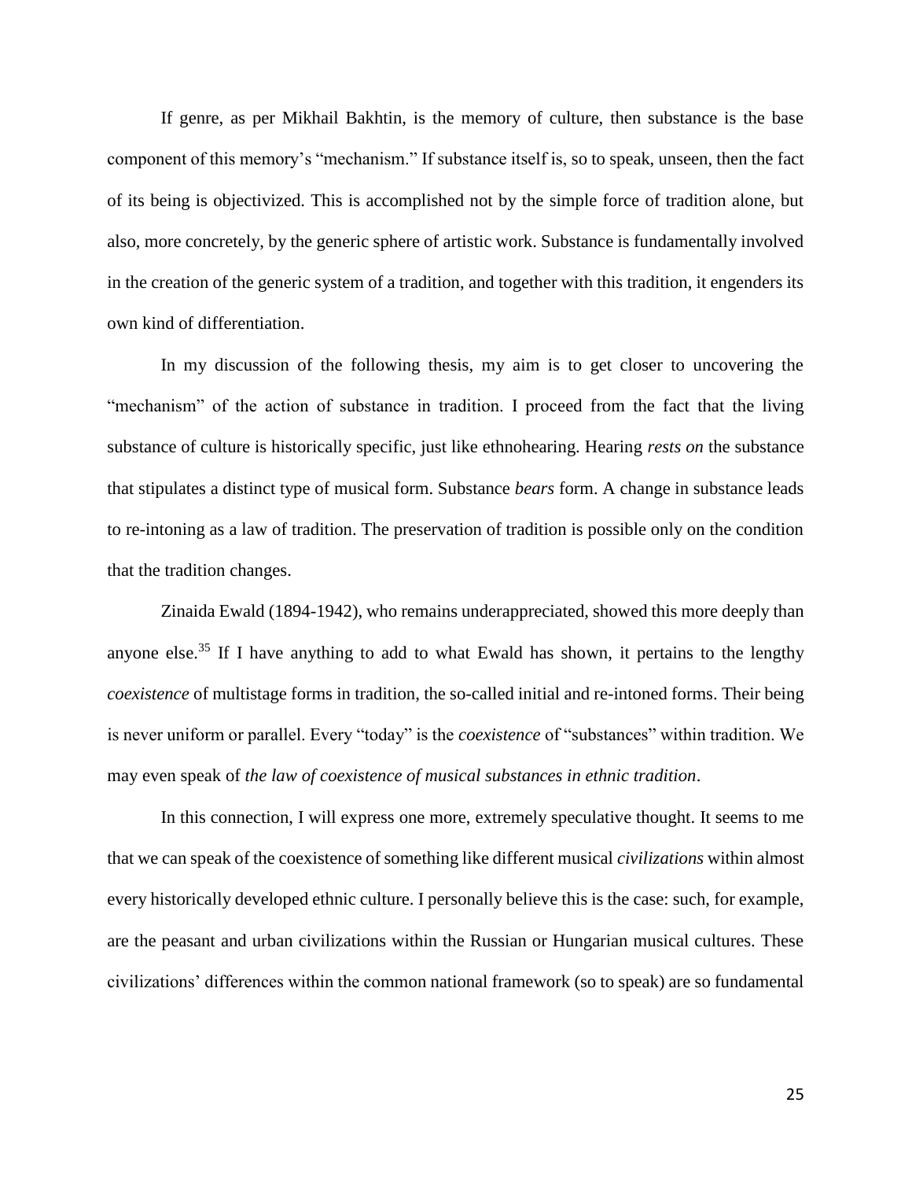If genre, as per Mikhail Bakhtin, is the memory of culture, then substance is the base component of this memory's "mechanism." If substance itself is, so to speak, unseen, then the fact of its being is objectivized. This is accomplished not by the simple force of tradition alone, but also, more concretely, by the generic sphere of artistic work. Substance is fundamentally involved in the creation of the generic system of a tradition, and together with this tradition, it engenders its own kind of differentiation.

In my discussion of the following thesis, my aim is to get closer to uncovering the "mechanism" of the action of substance in tradition. I proceed from the fact that the living substance of culture is historically specific, just like ethnohearing. Hearing *rests on* the substance that stipulates a distinct type of musical form. Substance *bears* form. A change in substance leads to re-intoning as a law of tradition. The preservation of tradition is possible only on the condition that the tradition changes.

Zinaida Ewald (1894-1942), who remains underappreciated, showed this more deeply than anyone else.[35] If I have anything to add to what Ewald has shown, it pertains to the lengthy *coexistence* of multistage forms in tradition, the so-called initial and re-intoned forms. Their being is never uniform or parallel. Every "today" is the *coexistence* of "substances" within tradition. We may even speak of *the law of coexistence of musical substances in ethnic tradition*.

In this connection, I will express one more, extremely speculative thought. It seems to me that we can speak of the coexistence of something like different musical *civilizations* within almost every historically developed ethnic culture. I personally believe this is the case: such, for example, are the peasant and urban civilizations within the Russian or Hungarian musical cultures. These civilizations' differences within the common national framework (so to speak) are so fundamental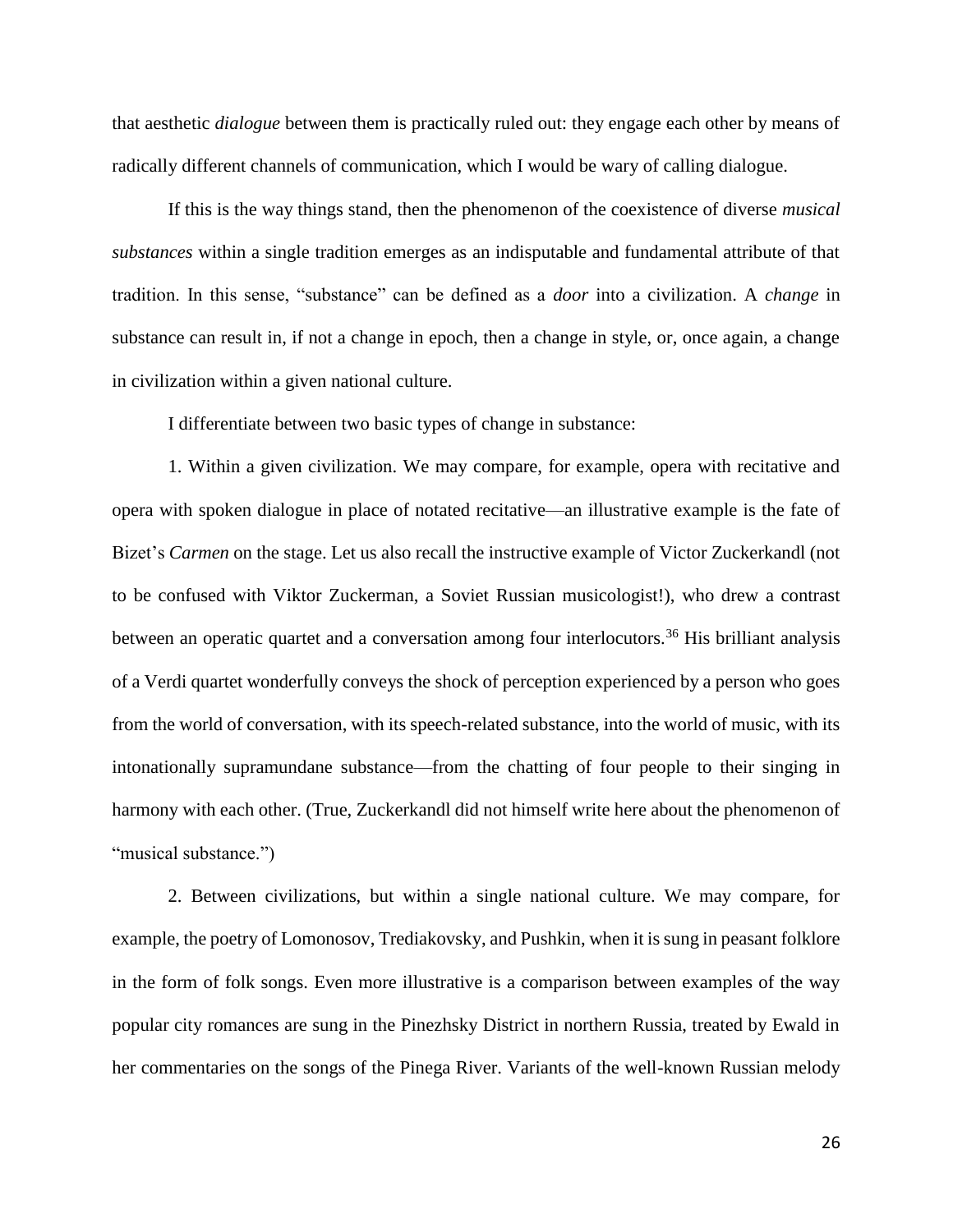that aesthetic *dialogue* between them is practically ruled out: they engage each other by means of radically different channels of communication, which I would be wary of calling dialogue.

If this is the way things stand, then the phenomenon of the coexistence of diverse *musical substances* within a single tradition emerges as an indisputable and fundamental attribute of that tradition. In this sense, "substance" can be defined as a *door* into a civilization. A *change* in substance can result in, if not a change in epoch, then a change in style, or, once again, a change in civilization within a given national culture.

I differentiate between two basic types of change in substance:

1. Within a given civilization. We may compare, for example, opera with recitative and opera with spoken dialogue in place of notated recitative—an illustrative example is the fate of Bizet's *Carmen* on the stage. Let us also recall the instructive example of Victor Zuckerkandl (not to be confused with Viktor Zuckerman, a Soviet Russian musicologist!), who drew a contrast between an operatic quartet and a conversation among four interlocutors.[36] His brilliant analysis of a Verdi quartet wonderfully conveys the shock of perception experienced by a person who goes from the world of conversation, with its speech-related substance, into the world of music, with its intonationally supramundane substance—from the chatting of four people to their singing in harmony with each other. (True, Zuckerkandl did not himself write here about the phenomenon of "musical substance.")

2. Between civilizations, but within a single national culture. We may compare, for example, the poetry of Lomonosov, Trediakovsky, and Pushkin, when it is sung in peasant folklore in the form of folk songs. Even more illustrative is a comparison between examples of the way popular city romances are sung in the Pinezhsky District in northern Russia, treated by Ewald in her commentaries on the songs of the Pinega River. Variants of the well-known Russian melody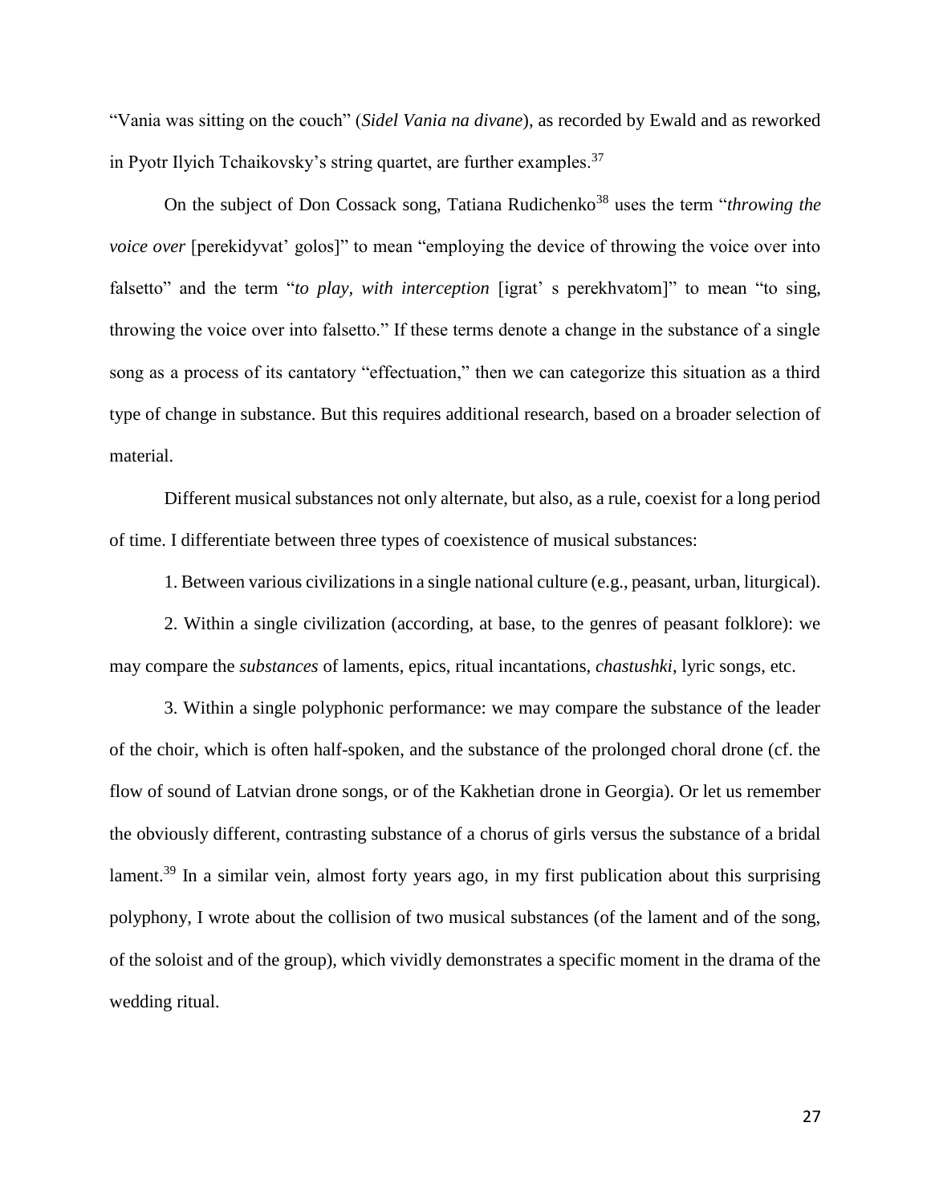"Vania was sitting on the couch" (*Sidel Vania na divane*), as recorded by Ewald and as reworked in Pyotr Ilyich Tchaikovsky's string quartet, are further examples.[37]

On the subject of Don Cossack song, Tatiana Rudichenko[38] uses the term "*throwing the voice over* [perekidyvat' golos]" to mean "employing the device of throwing the voice over into falsetto" and the term "*to play, with interception* [igrat' s perekhvatom]" to mean "to sing, throwing the voice over into falsetto." If these terms denote a change in the substance of a single song as a process of its cantatory "effectuation," then we can categorize this situation as a third type of change in substance. But this requires additional research, based on a broader selection of material.

Different musical substances not only alternate, but also, as a rule, coexist for a long period of time. I differentiate between three types of coexistence of musical substances:

1. Between various civilizations in a single national culture (e.g., peasant, urban, liturgical).

2. Within a single civilization (according, at base, to the genres of peasant folklore): we may compare the *substances* of laments, epics, ritual incantations, *chastushki*, lyric songs, etc.

3. Within a single polyphonic performance: we may compare the substance of the leader of the choir, which is often half-spoken, and the substance of the prolonged choral drone (cf. the flow of sound of Latvian drone songs, or of the Kakhetian drone in Georgia). Or let us remember the obviously different, contrasting substance of a chorus of girls versus the substance of a bridal lament.[39] In a similar vein, almost forty years ago, in my first publication about this surprising polyphony, I wrote about the collision of two musical substances (of the lament and of the song, of the soloist and of the group), which vividly demonstrates a specific moment in the drama of the wedding ritual.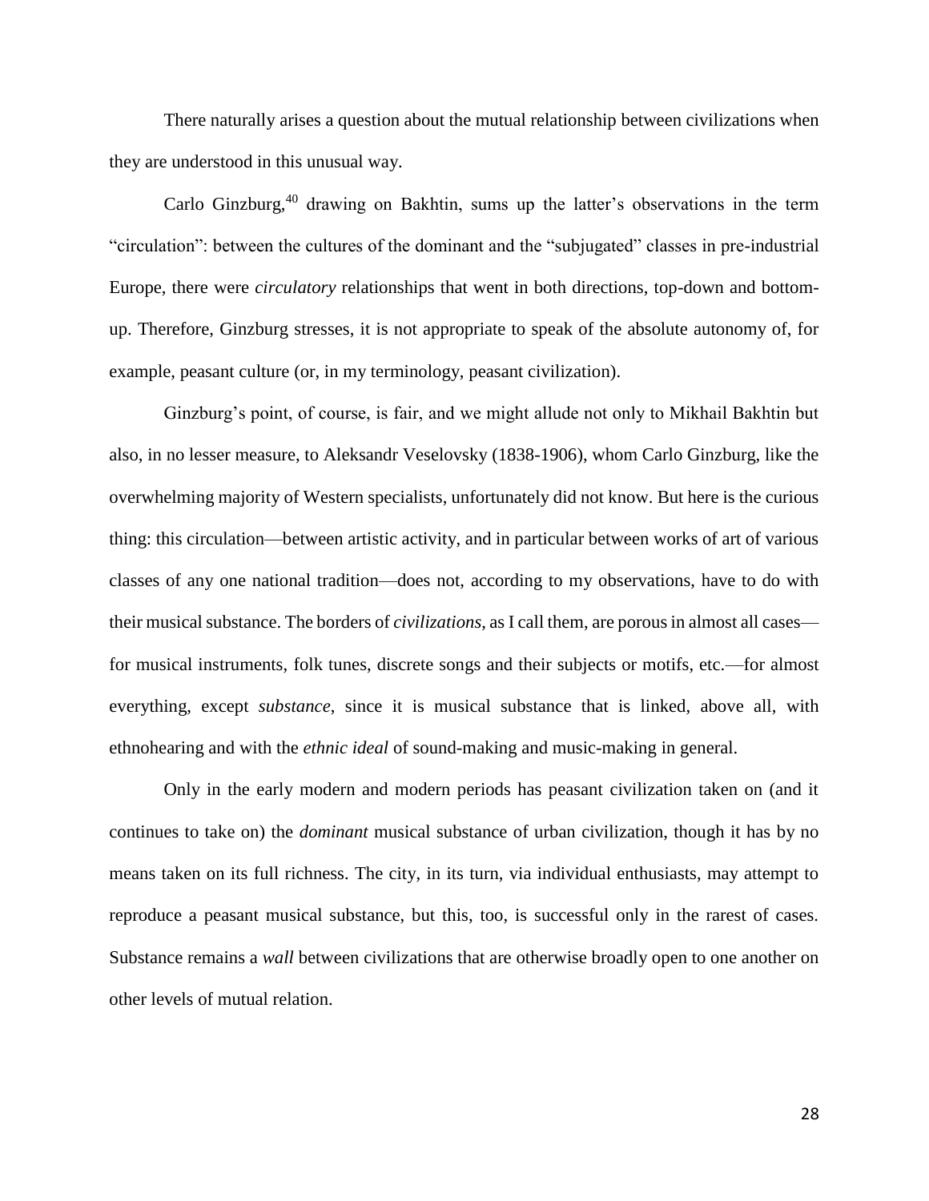There naturally arises a question about the mutual relationship between civilizations when they are understood in this unusual way.

Carlo Ginzburg,[40] drawing on Bakhtin, sums up the latter's observations in the term "circulation": between the cultures of the dominant and the "subjugated" classes in pre-industrial Europe, there were *circulatory* relationships that went in both directions, top-down and bottom-up. Therefore, Ginzburg stresses, it is not appropriate to speak of the absolute autonomy of, for example, peasant culture (or, in my terminology, peasant civilization).

Ginzburg's point, of course, is fair, and we might allude not only to Mikhail Bakhtin but also, in no lesser measure, to Aleksandr Veselovsky (1838-1906), whom Carlo Ginzburg, like the overwhelming majority of Western specialists, unfortunately did not know. But here is the curious thing: this circulation—between artistic activity, and in particular between works of art of various classes of any one national tradition—does not, according to my observations, have to do with their musical substance. The borders of *civilizations*, as I call them, are porous in almost all cases—for musical instruments, folk tunes, discrete songs and their subjects or motifs, etc.—for almost everything, except *substance*, since it is musical substance that is linked, above all, with ethnohearing and with the *ethnic ideal* of sound-making and music-making in general.

Only in the early modern and modern periods has peasant civilization taken on (and it continues to take on) the *dominant* musical substance of urban civilization, though it has by no means taken on its full richness. The city, in its turn, via individual enthusiasts, may attempt to reproduce a peasant musical substance, but this, too, is successful only in the rarest of cases. Substance remains a *wall* between civilizations that are otherwise broadly open to one another on other levels of mutual relation.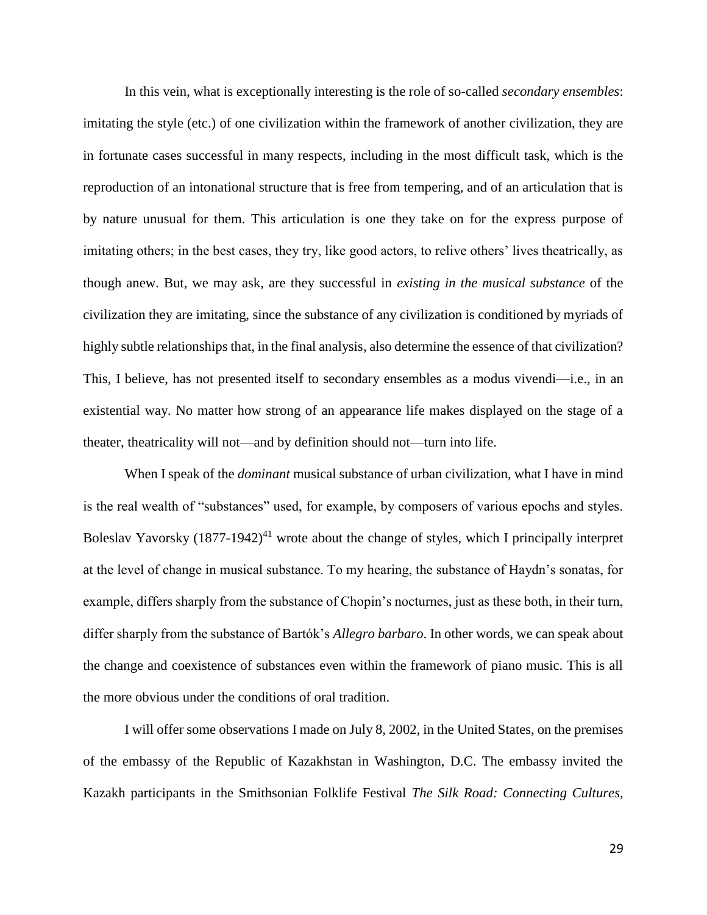In this vein, what is exceptionally interesting is the role of so-called *secondary ensembles*: imitating the style (etc.) of one civilization within the framework of another civilization, they are in fortunate cases successful in many respects, including in the most difficult task, which is the reproduction of an intonational structure that is free from tempering, and of an articulation that is by nature unusual for them. This articulation is one they take on for the express purpose of imitating others; in the best cases, they try, like good actors, to relive others' lives theatrically, as though anew. But, we may ask, are they successful in *existing in the musical substance* of the civilization they are imitating, since the substance of any civilization is conditioned by myriads of highly subtle relationships that, in the final analysis, also determine the essence of that civilization? This, I believe, has not presented itself to secondary ensembles as a modus vivendi—i.e., in an existential way. No matter how strong of an appearance life makes displayed on the stage of a theater, theatricality will not—and by definition should not—turn into life.

When I speak of the *dominant* musical substance of urban civilization, what I have in mind is the real wealth of "substances" used, for example, by composers of various epochs and styles. Boleslav Yavorsky (1877-1942)[41] wrote about the change of styles, which I principally interpret at the level of change in musical substance. To my hearing, the substance of Haydn's sonatas, for example, differs sharply from the substance of Chopin's nocturnes, just as these both, in their turn, differ sharply from the substance of Bartók's *Allegro barbaro*. In other words, we can speak about the change and coexistence of substances even within the framework of piano music. This is all the more obvious under the conditions of oral tradition.

I will offer some observations I made on July 8, 2002, in the United States, on the premises of the embassy of the Republic of Kazakhstan in Washington, D.C. The embassy invited the Kazakh participants in the Smithsonian Folklife Festival *The Silk Road: Connecting Cultures,*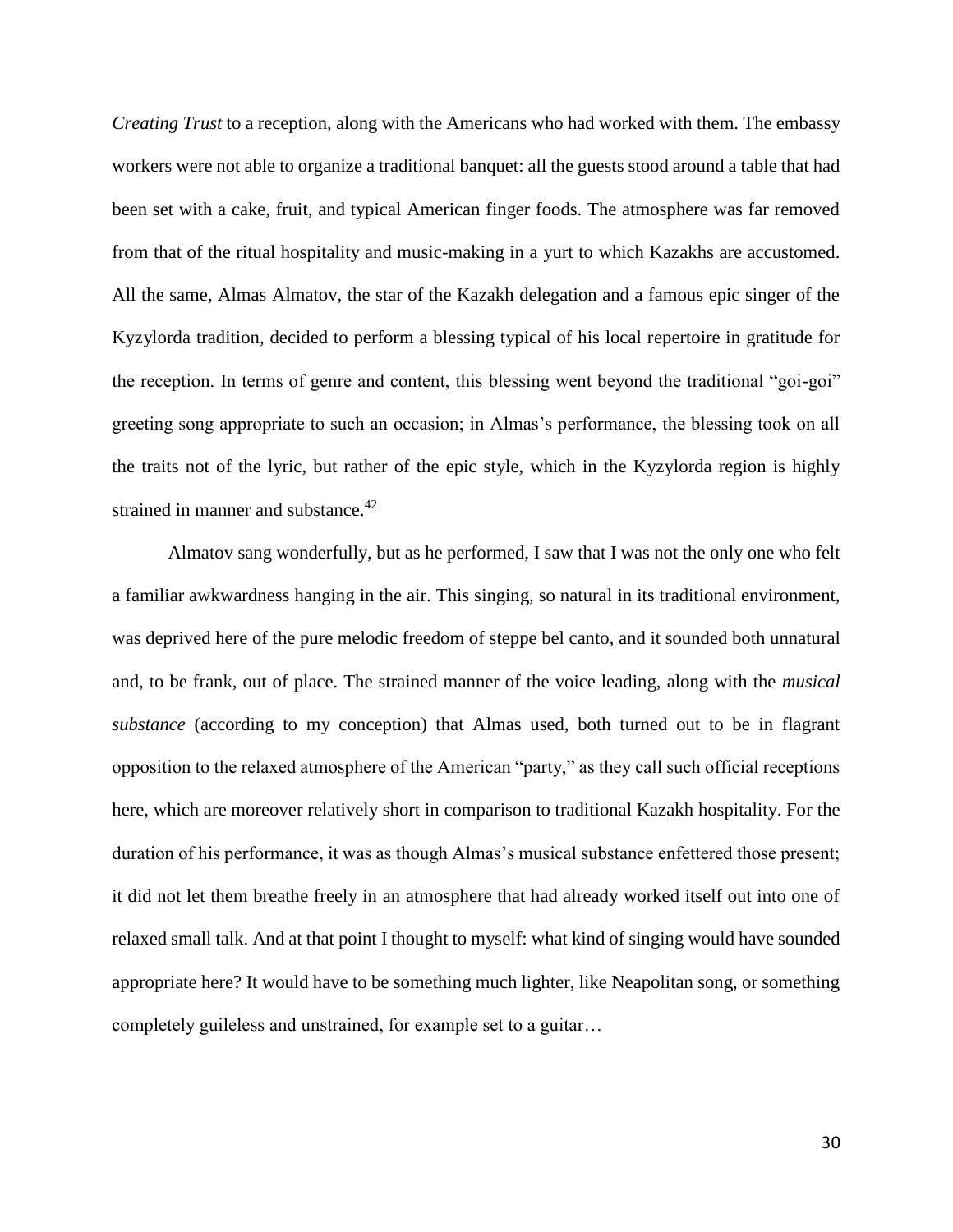*Creating Trust* to a reception, along with the Americans who had worked with them. The embassy workers were not able to organize a traditional banquet: all the guests stood around a table that had been set with a cake, fruit, and typical American finger foods. The atmosphere was far removed from that of the ritual hospitality and music-making in a yurt to which Kazakhs are accustomed. All the same, Almas Almatov, the star of the Kazakh delegation and a famous epic singer of the Kyzylorda tradition, decided to perform a blessing typical of his local repertoire in gratitude for the reception. In terms of genre and content, this blessing went beyond the traditional "goi-goi" greeting song appropriate to such an occasion; in Almas's performance, the blessing took on all the traits not of the lyric, but rather of the epic style, which in the Kyzylorda region is highly strained in manner and substance.[42]

Almatov sang wonderfully, but as he performed, I saw that I was not the only one who felt a familiar awkwardness hanging in the air. This singing, so natural in its traditional environment, was deprived here of the pure melodic freedom of steppe bel canto, and it sounded both unnatural and, to be frank, out of place. The strained manner of the voice leading, along with the *musical substance* (according to my conception) that Almas used, both turned out to be in flagrant opposition to the relaxed atmosphere of the American "party," as they call such official receptions here, which are moreover relatively short in comparison to traditional Kazakh hospitality. For the duration of his performance, it was as though Almas's musical substance enfettered those present; it did not let them breathe freely in an atmosphere that had already worked itself out into one of relaxed small talk. And at that point I thought to myself: what kind of singing would have sounded appropriate here? It would have to be something much lighter, like Neapolitan song, or something completely guileless and unstrained, for example set to a guitar…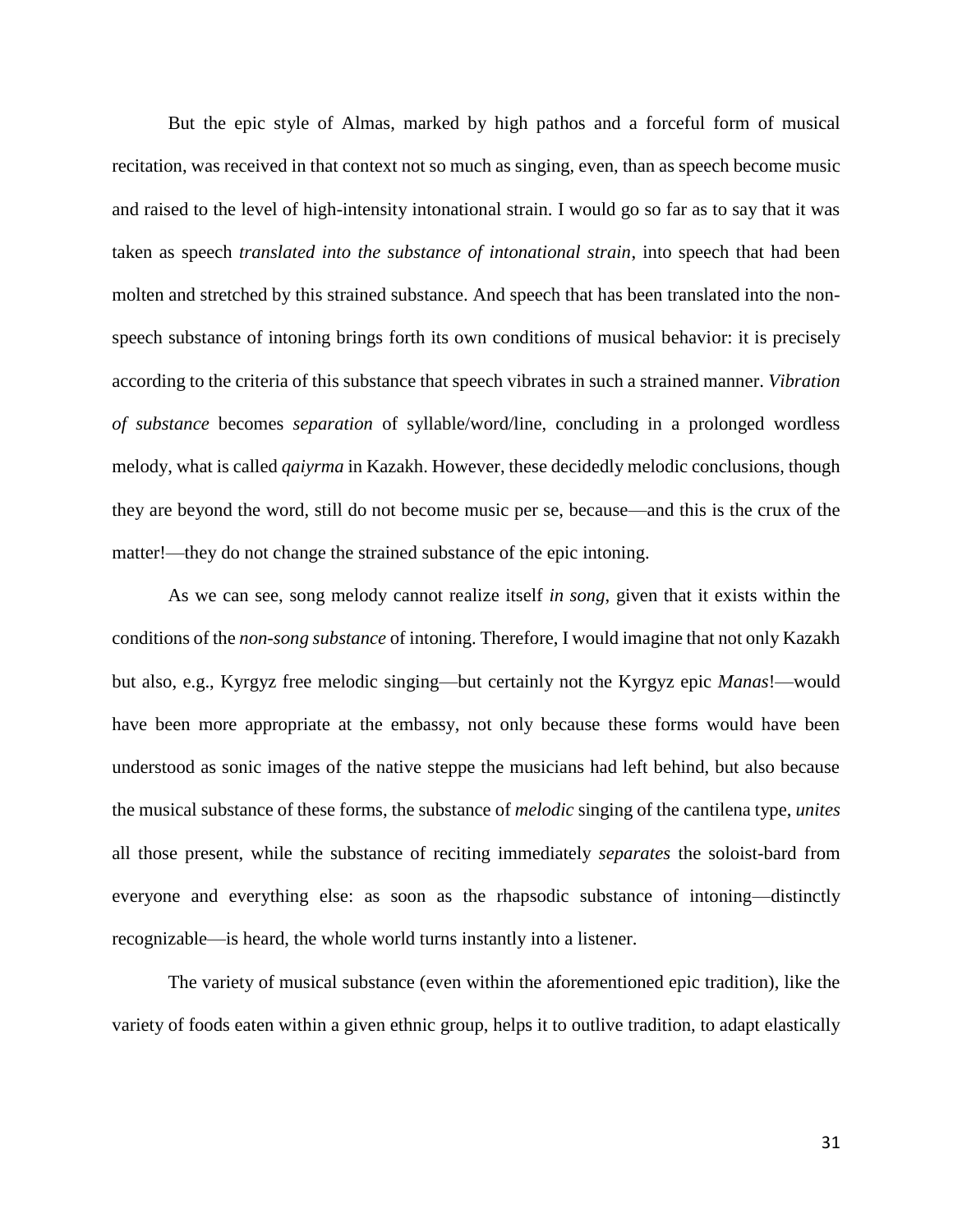But the epic style of Almas, marked by high pathos and a forceful form of musical recitation, was received in that context not so much as singing, even, than as speech become music and raised to the level of high-intensity intonational strain. I would go so far as to say that it was taken as speech *translated into the substance of intonational strain*, into speech that had been molten and stretched by this strained substance. And speech that has been translated into the non-speech substance of intoning brings forth its own conditions of musical behavior: it is precisely according to the criteria of this substance that speech vibrates in such a strained manner. *Vibration of substance* becomes *separation* of syllable/word/line, concluding in a prolonged wordless melody, what is called *qaiyrma* in Kazakh. However, these decidedly melodic conclusions, though they are beyond the word, still do not become music per se, because—and this is the crux of the matter!—they do not change the strained substance of the epic intoning.

As we can see, song melody cannot realize itself *in song*, given that it exists within the conditions of the *non-song substance* of intoning. Therefore, I would imagine that not only Kazakh but also, e.g., Kyrgyz free melodic singing—but certainly not the Kyrgyz epic *Manas*!—would have been more appropriate at the embassy, not only because these forms would have been understood as sonic images of the native steppe the musicians had left behind, but also because the musical substance of these forms, the substance of *melodic* singing of the cantilena type, *unites* all those present, while the substance of reciting immediately *separates* the soloist-bard from everyone and everything else: as soon as the rhapsodic substance of intoning—distinctly recognizable—is heard, the whole world turns instantly into a listener.

The variety of musical substance (even within the aforementioned epic tradition), like the variety of foods eaten within a given ethnic group, helps it to outlive tradition, to adapt elastically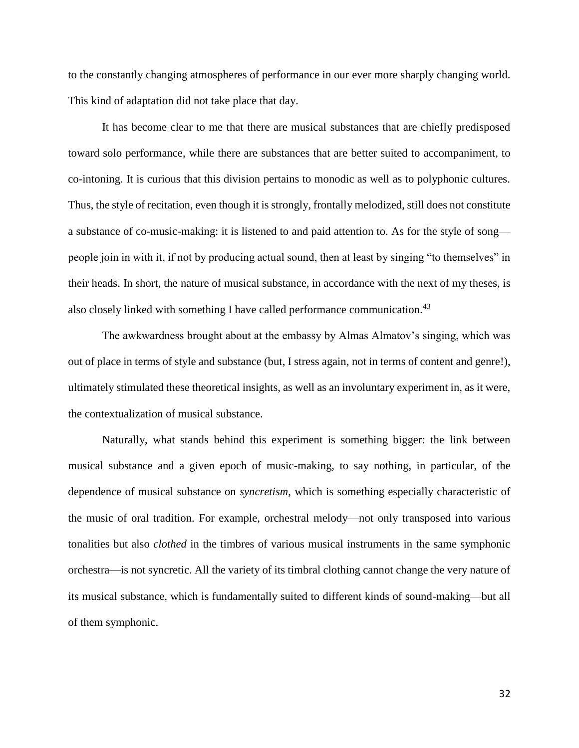to the constantly changing atmospheres of performance in our ever more sharply changing world. This kind of adaptation did not take place that day.

It has become clear to me that there are musical substances that are chiefly predisposed toward solo performance, while there are substances that are better suited to accompaniment, to co-intoning. It is curious that this division pertains to monodic as well as to polyphonic cultures. Thus, the style of recitation, even though it is strongly, frontally melodized, still does not constitute a substance of co-music-making: it is listened to and paid attention to. As for the style of song—people join in with it, if not by producing actual sound, then at least by singing "to themselves" in their heads. In short, the nature of musical substance, in accordance with the next of my theses, is also closely linked with something I have called performance communication.[43]

The awkwardness brought about at the embassy by Almas Almatov's singing, which was out of place in terms of style and substance (but, I stress again, not in terms of content and genre!), ultimately stimulated these theoretical insights, as well as an involuntary experiment in, as it were, the contextualization of musical substance.

Naturally, what stands behind this experiment is something bigger: the link between musical substance and a given epoch of music-making, to say nothing, in particular, of the dependence of musical substance on *syncretism*, which is something especially characteristic of the music of oral tradition. For example, orchestral melody—not only transposed into various tonalities but also *clothed* in the timbres of various musical instruments in the same symphonic orchestra—is not syncretic. All the variety of its timbral clothing cannot change the very nature of its musical substance, which is fundamentally suited to different kinds of sound-making—but all of them symphonic.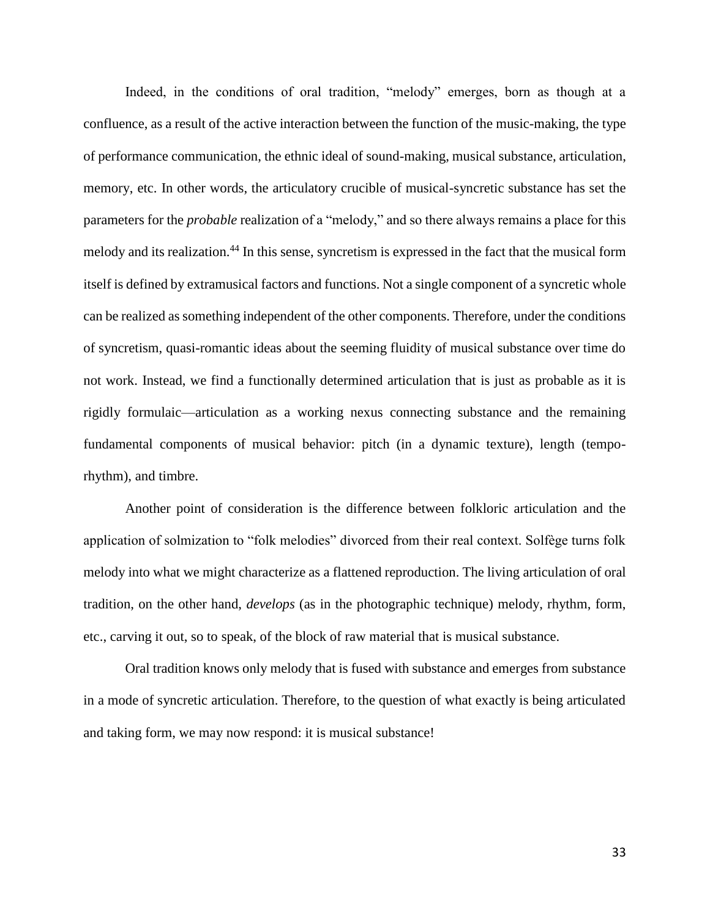Indeed, in the conditions of oral tradition, "melody" emerges, born as though at a confluence, as a result of the active interaction between the function of the music-making, the type of performance communication, the ethnic ideal of sound-making, musical substance, articulation, memory, etc. In other words, the articulatory crucible of musical-syncretic substance has set the parameters for the *probable* realization of a "melody," and so there always remains a place for this melody and its realization.[44] In this sense, syncretism is expressed in the fact that the musical form itself is defined by extramusical factors and functions. Not a single component of a syncretic whole can be realized as something independent of the other components. Therefore, under the conditions of syncretism, quasi-romantic ideas about the seeming fluidity of musical substance over time do not work. Instead, we find a functionally determined articulation that is just as probable as it is rigidly formulaic—articulation as a working nexus connecting substance and the remaining fundamental components of musical behavior: pitch (in a dynamic texture), length (tempo-rhythm), and timbre.

Another point of consideration is the difference between folkloric articulation and the application of solmization to "folk melodies" divorced from their real context. Solfège turns folk melody into what we might characterize as a flattened reproduction. The living articulation of oral tradition, on the other hand, *develops* (as in the photographic technique) melody, rhythm, form, etc., carving it out, so to speak, of the block of raw material that is musical substance.

Oral tradition knows only melody that is fused with substance and emerges from substance in a mode of syncretic articulation. Therefore, to the question of what exactly is being articulated and taking form, we may now respond: it is musical substance!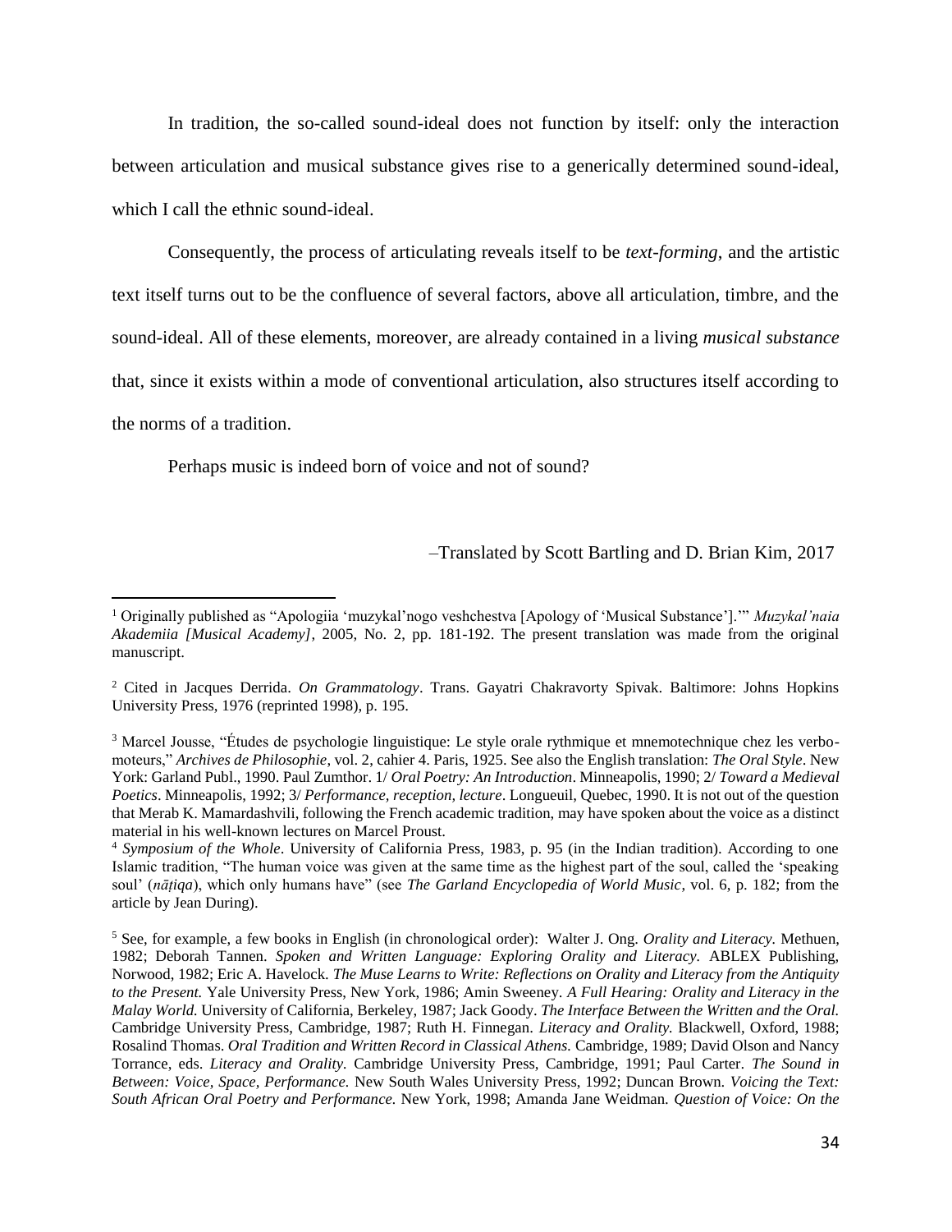In tradition, the so-called sound-ideal does not function by itself: only the interaction between articulation and musical substance gives rise to a generically determined sound-ideal, which I call the ethnic sound-ideal.

Consequently, the process of articulating reveals itself to be *text-forming*, and the artistic text itself turns out to be the confluence of several factors, above all articulation, timbre, and the sound-ideal. All of these elements, moreover, are already contained in a living *musical substance* that, since it exists within a mode of conventional articulation, also structures itself according to the norms of a tradition.

Perhaps music is indeed born of voice and not of sound?

–Translated by Scott Bartling and D. Brian Kim, 2017

---

[1] Originally published as "Apologiia 'muzykal'nogo veshchestva [Apology of 'Musical Substance']." *Muzykal'naia Akademiia [Musical Academy]*, 2005, No. 2, pp. 181-192. The present translation was made from the original manuscript.

[2] Cited in Jacques Derrida. *On Grammatology*. Trans. Gayatri Chakravorty Spivak. Baltimore: Johns Hopkins University Press, 1976 (reprinted 1998), p. 195.

[3] Marcel Jousse, "Études de psychologie linguistique: Le style orale rythmique et mnemotechnique chez les verbo-moteurs," *Archives de Philosophie*, vol. 2, cahier 4. Paris, 1925. See also the English translation: *The Oral Style*. New York: Garland Publ., 1990. Paul Zumthor. 1/ *Oral Poetry: An Introduction*. Minneapolis, 1990; 2/ *Toward a Medieval Poetics*. Minneapolis, 1992; 3/ *Performance, reception, lecture*. Longueuil, Quebec, 1990. It is not out of the question that Merab K. Mamardashvili, following the French academic tradition, may have spoken about the voice as a distinct material in his well-known lectures on Marcel Proust.

[4] *Symposium of the Whole*. University of California Press, 1983, p. 95 (in the Indian tradition). According to one Islamic tradition, "The human voice was given at the same time as the highest part of the soul, called the 'speaking soul' (*nāṭiqa*), which only humans have" (see *The Garland Encyclopedia of World Music*, vol. 6, p. 182; from the article by Jean During).

[5] See, for example, a few books in English (in chronological order): Walter J. Ong. *Orality and Literacy.* Methuen, 1982; Deborah Tannen. *Spoken and Written Language: Exploring Orality and Literacy.* ABLEX Publishing, Norwood, 1982; Eric A. Havelock. *The Muse Learns to Write: Reflections on Orality and Literacy from the Antiquity to the Present.* Yale University Press, New York, 1986; Amin Sweeney. *A Full Hearing: Orality and Literacy in the Malay World.* University of California, Berkeley, 1987; Jack Goody. *The Interface Between the Written and the Oral.* Cambridge University Press, Cambridge, 1987; Ruth H. Finnegan. *Literacy and Orality.* Blackwell, Oxford, 1988; Rosalind Thomas. *Oral Tradition and Written Record in Classical Athens.* Cambridge, 1989; David Olson and Nancy Torrance, eds. *Literacy and Orality.* Cambridge University Press, Cambridge, 1991; Paul Carter. *The Sound in Between: Voice, Space, Performance.* New South Wales University Press, 1992; Duncan Brown. *Voicing the Text: South African Oral Poetry and Performance.* New York, 1998; Amanda Jane Weidman. *Question of Voice: On the*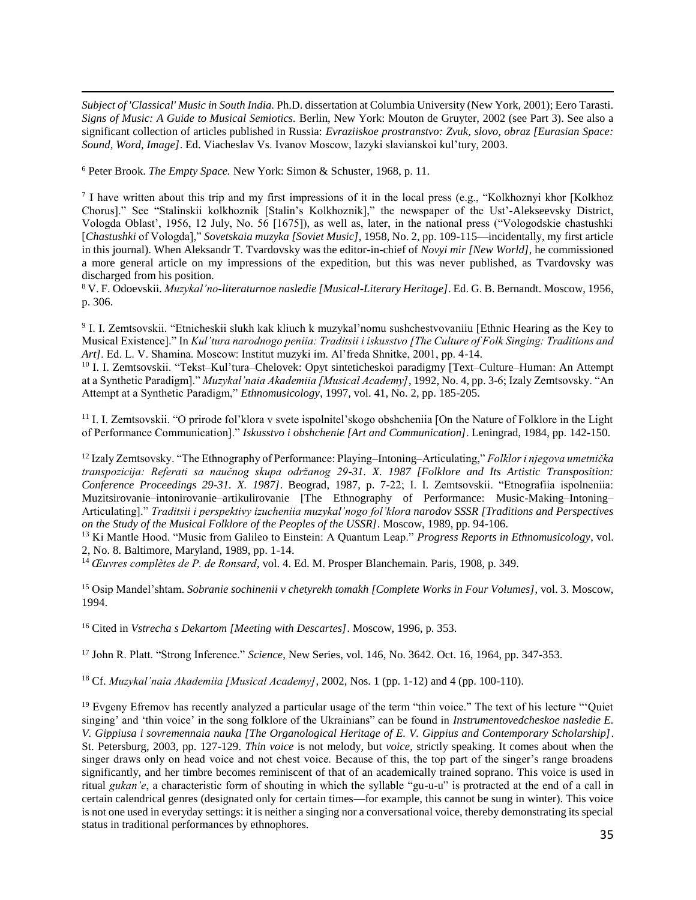*Subject of 'Classical' Music in South India.* Ph.D. dissertation at Columbia University (New York, 2001); Eero Tarasti. *Signs of Music: A Guide to Musical Semiotics.* Berlin, New York: Mouton de Gruyter, 2002 (see Part 3). See also a significant collection of articles published in Russia: *Evraziiskoe prostranstvo: Zvuk, slovo, obraz [Eurasian Space: Sound, Word, Image]*. Ed. Viacheslav Vs. Ivanov Moscow, Iazyki slavianskoi kul'tury, 2003.

[6] Peter Brook. *The Empty Space.* New York: Simon & Schuster, 1968, p. 11.

[7] I have written about this trip and my first impressions of it in the local press (e.g., "Kolkhoznyi khor [Kolkhoz Chorus]." See "Stalinskii kolkhoznik [Stalin's Kolkhoznik]," the newspaper of the Ust'-Alekseevsky District, Vologda Oblast', 1956, 12 July, No. 56 [1675]), as well as, later, in the national press ("Vologodskie chastushki [*Chastushki* of Vologda]," *Sovetskaia muzyka [Soviet Music]*, 1958, No. 2, pp. 109-115—incidentally, my first article in this journal). When Aleksandr T. Tvardovsky was the editor-in-chief of *Novyi mir [New World]*, he commissioned a more general article on my impressions of the expedition, but this was never published, as Tvardovsky was discharged from his position.

[8] V. F. Odoevskii. *Muzykal'no-literaturnoe nasledie [Musical-Literary Heritage]*. Ed. G. B. Bernandt. Moscow, 1956, p. 306.

[9] I. I. Zemtsovskii. "Etnicheskii slukh kak kliuch k muzykal'nomu sushchestvovaniiu [Ethnic Hearing as the Key to Musical Existence]." In *Kul'tura narodnogo peniia: Traditsii i iskusstvo [The Culture of Folk Singing: Traditions and Art]*. Ed. L. V. Shamina. Moscow: Institut muzyki im. Al'freda Shnitke, 2001, pp. 4-14.

[10] I. I. Zemtsovskii. "Tekst–Kul'tura–Chelovek: Opyt sinteticheskoi paradigmy [Text–Culture–Human: An Attempt at a Synthetic Paradigm]." *Muzykal'naia Akademiia [Musical Academy]*, 1992, No. 4, pp. 3-6; Izaly Zemtsovsky. "An Attempt at a Synthetic Paradigm," *Ethnomusicology*, 1997, vol. 41, No. 2, pp. 185-205.

[11] I. I. Zemtsovskii. "O prirode fol'klora v svete ispolnitel'skogo obshcheniia [On the Nature of Folklore in the Light of Performance Communication]." *Iskusstvo i obshchenie [Art and Communication]*. Leningrad, 1984, pp. 142-150.

[12] Izaly Zemtsovsky. "The Ethnography of Performance: Playing–Intoning–Articulating," *Folklor i njegova umetnička transpozicija: Referati sa naučnog skupa održanog 29-31. X. 1987 [Folklore and Its Artistic Transposition: Conference Proceedings 29-31. X. 1987]*. Beograd, 1987, p. 7-22; I. I. Zemtsovskii. "Etnografiia ispolneniia: Muzitsirovanie–intonirovanie–artikulirovanie [The Ethnography of Performance: Music-Making–Intoning–Articulating]." *Traditsii i perspektivy izucheniia muzykal'nogo fol'klora narodov SSSR [Traditions and Perspectives on the Study of the Musical Folklore of the Peoples of the USSR]*. Moscow, 1989, pp. 94-106.

[13] Ki Mantle Hood. "Music from Galileo to Einstein: A Quantum Leap." *Progress Reports in Ethnomusicology*, vol. 2, No. 8. Baltimore, Maryland, 1989, pp. 1-14.

[14] *Œuvres complètes de P. de Ronsard*, vol. 4. Ed. M. Prosper Blanchemain. Paris, 1908, p. 349.

[15] Osip Mandel'shtam. *Sobranie sochinenii v chetyrekh tomakh [Complete Works in Four Volumes]*, vol. 3. Moscow, 1994.

[16] Cited in *Vstrecha s Dekartom [Meeting with Descartes]*. Moscow, 1996, p. 353.

[17] John R. Platt. "Strong Inference." *Science*, New Series, vol. 146, No. 3642. Oct. 16, 1964, pp. 347-353.

[18] Cf. *Muzykal'naia Akademiia [Musical Academy]*, 2002, Nos. 1 (pp. 1-12) and 4 (pp. 100-110).

[19] Evgeny Efremov has recently analyzed a particular usage of the term "thin voice." The text of his lecture "'Quiet singing' and 'thin voice' in the song folklore of the Ukrainians" can be found in *Instrumentovedcheskoe nasledie E. V. Gippiusa i sovremennaia nauka [The Organological Heritage of E. V. Gippius and Contemporary Scholarship]*. St. Petersburg, 2003, pp. 127-129. *Thin voice* is not melody, but *voice*, strictly speaking. It comes about when the singer draws only on head voice and not chest voice. Because of this, the top part of the singer's range broadens significantly, and her timbre becomes reminiscent of that of an academically trained soprano. This voice is used in ritual *gukan'e*, a characteristic form of shouting in which the syllable "gu-u-u" is protracted at the end of a call in certain calendrical genres (designated only for certain times—for example, this cannot be sung in winter). This voice is not one used in everyday settings: it is neither a singing nor a conversational voice, thereby demonstrating its special status in traditional performances by ethnophores.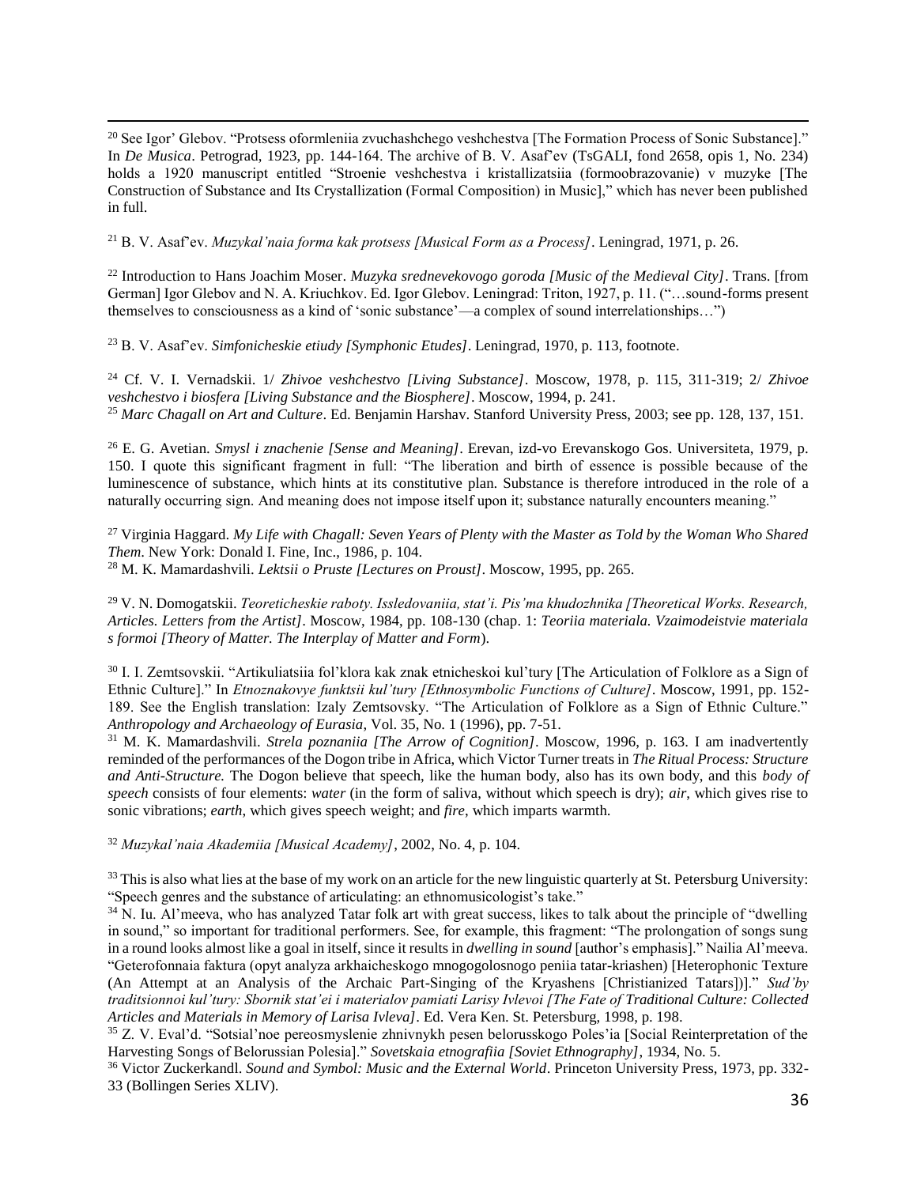[20] See Igor' Glebov. "Protsess oformleniia zvuchashchego veshchestva [The Formation Process of Sonic Substance]." In *De Musica*. Petrograd, 1923, pp. 144-164. The archive of B. V. Asaf'ev (TsGALI, fond 2658, opis 1, No. 234) holds a 1920 manuscript entitled "Stroenie veshchestva i kristallizatsiia (formoobrazovanie) v muzyke [The Construction of Substance and Its Crystallization (Formal Composition) in Music]," which has never been published in full.

[21] B. V. Asaf'ev. *Muzykal'naia forma kak protsess [Musical Form as a Process]*. Leningrad, 1971, p. 26.

[22] Introduction to Hans Joachim Moser. *Muzyka srednevekovogo goroda [Music of the Medieval City]*. Trans. [from German] Igor Glebov and N. A. Kriuchkov. Ed. Igor Glebov. Leningrad: Triton, 1927, p. 11. ("…sound-forms present themselves to consciousness as a kind of 'sonic substance'—a complex of sound interrelationships…")

[23] B. V. Asaf'ev. *Simfonicheskie etiudy [Symphonic Etudes]*. Leningrad, 1970, p. 113, footnote.

[24] Cf. V. I. Vernadskii. 1/ *Zhivoe veshchestvo [Living Substance]*. Moscow, 1978, p. 115, 311-319; 2/ *Zhivoe veshchestvo i biosfera [Living Substance and the Biosphere]*. Moscow, 1994, p. 241.

[25] *Marc Chagall on Art and Culture*. Ed. Benjamin Harshav. Stanford University Press, 2003; see pp. 128, 137, 151.

[26] E. G. Avetian. *Smysl i znachenie [Sense and Meaning]*. Erevan, izd-vo Erevanskogo Gos. Universiteta, 1979, p. 150. I quote this significant fragment in full: "The liberation and birth of essence is possible because of the luminescence of substance, which hints at its constitutive plan. Substance is therefore introduced in the role of a naturally occurring sign. And meaning does not impose itself upon it; substance naturally encounters meaning."

[27] Virginia Haggard. *My Life with Chagall: Seven Years of Plenty with the Master as Told by the Woman Who Shared Them*. New York: Donald I. Fine, Inc., 1986, p. 104.

[28] M. K. Mamardashvili. *Lektsii o Pruste [Lectures on Proust]*. Moscow, 1995, pp. 265.

[29] V. N. Domogatskii. *Teoreticheskie raboty. Issledovaniia, stat'i. Pis'ma khudozhnika [Theoretical Works. Research, Articles. Letters from the Artist]*. Moscow, 1984, pp. 108-130 (chap. 1: *Teoriia materiala. Vzaimodeistvie materiala s formoi [Theory of Matter. The Interplay of Matter and Form*).

[30] I. I. Zemtsovskii. "Artikuliatsiia fol'klora kak znak etnicheskoi kul'tury [The Articulation of Folklore as a Sign of Ethnic Culture]." In *Etnoznakovye funktsii kul'tury [Ethnosymbolic Functions of Culture]*. Moscow, 1991, pp. 152-189. See the English translation: Izaly Zemtsovsky. "The Articulation of Folklore as a Sign of Ethnic Culture." *Anthropology and Archaeology of Eurasia*, Vol. 35, No. 1 (1996), pp. 7-51.

[31] M. K. Mamardashvili. *Strela poznaniia [The Arrow of Cognition]*. Moscow, 1996, p. 163. I am inadvertently reminded of the performances of the Dogon tribe in Africa, which Victor Turner treats in *The Ritual Process: Structure and Anti-Structure.* The Dogon believe that speech, like the human body, also has its own body, and this *body of speech* consists of four elements: *water* (in the form of saliva, without which speech is dry); *air*, which gives rise to sonic vibrations; *earth*, which gives speech weight; and *fire*, which imparts warmth.

[32] *Muzykal'naia Akademiia [Musical Academy]*, 2002, No. 4, p. 104.

[33] This is also what lies at the base of my work on an article for the new linguistic quarterly at St. Petersburg University: "Speech genres and the substance of articulating: an ethnomusicologist's take."

[34] N. Iu. Al'meeva, who has analyzed Tatar folk art with great success, likes to talk about the principle of "dwelling in sound," so important for traditional performers. See, for example, this fragment: "The prolongation of songs sung in a round looks almost like a goal in itself, since it results in *dwelling in sound* [author's emphasis]." Nailia Al'meeva. "Geterofonnaia faktura (opyt analyza arkhaicheskogo mnogogolosnogo peniia tatar-kriashen) [Heterophonic Texture (An Attempt at an Analysis of the Archaic Part-Singing of the Kryashens [Christianized Tatars])]." *Sud'by traditsionnoi kul'tury: Sbornik stat'ei i materialov pamiati Larisy Ivlevoi [The Fate of Traditional Culture: Collected Articles and Materials in Memory of Larisa Ivleva]*. Ed. Vera Ken. St. Petersburg, 1998, p. 198.

[35] Z. V. Eval'd. "Sotsial'noe pereosmyslenie zhnivnykh pesen belorusskogo Poles'ia [Social Reinterpretation of the Harvesting Songs of Belorussian Polesia]." *Sovetskaia etnografiia [Soviet Ethnography]*, 1934, No. 5.

[36] Victor Zuckerkandl. *Sound and Symbol: Music and the External World*. Princeton University Press, 1973, pp. 332-33 (Bollingen Series XLIV).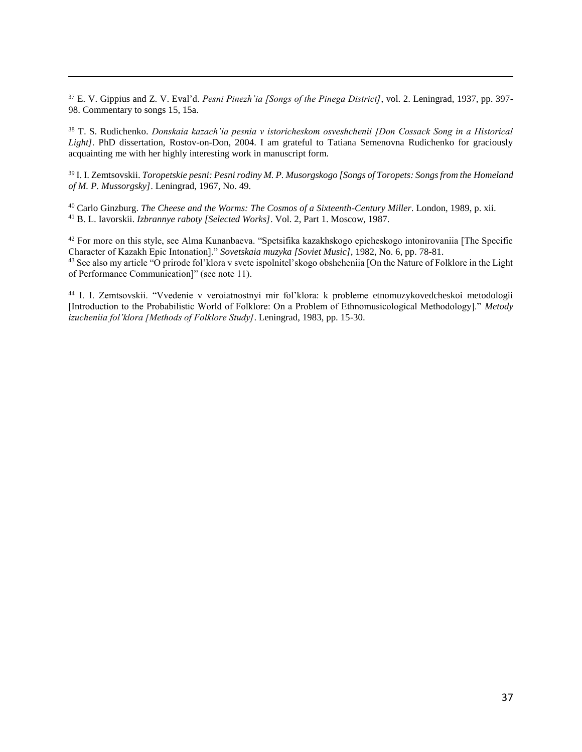[37] E. V. Gippius and Z. V. Eval'd. *Pesni Pinezh'ia [Songs of the Pinega District]*, vol. 2. Leningrad, 1937, pp. 397-98. Commentary to songs 15, 15a.

[38] T. S. Rudichenko. *Donskaia kazach'ia pesnia v istoricheskom osveshchenii [Don Cossack Song in a Historical Light]*. PhD dissertation, Rostov-on-Don, 2004. I am grateful to Tatiana Semenovna Rudichenko for graciously acquainting me with her highly interesting work in manuscript form.

[39] I. I. Zemtsovskii. *Toropetskie pesni: Pesni rodiny M. P. Musorgskogo [Songs of Toropets: Songs from the Homeland of M. P. Mussorgsky]*. Leningrad, 1967, No. 49.

[40] Carlo Ginzburg. *The Cheese and the Worms: The Cosmos of a Sixteenth-Century Miller*. London, 1989, p. xii.

[41] B. L. Iavorskii. *Izbrannye raboty [Selected Works]*. Vol. 2, Part 1. Moscow, 1987.

[42] For more on this style, see Alma Kunanbaeva. "Spetsifika kazakhskogo epicheskogo intonirovaniia [The Specific Character of Kazakh Epic Intonation]." *Sovetskaia muzyka [Soviet Music]*, 1982, No. 6, pp. 78-81.

[43] See also my article "O prirode fol'klora v svete ispolnitel'skogo obshcheniia [On the Nature of Folklore in the Light of Performance Communication]" (see note 11).

[44] I. I. Zemtsovskii. "Vvedenie v veroiatnostnyi mir fol'klora: k probleme etnomuzykovedcheskoi metodologii [Introduction to the Probabilistic World of Folklore: On a Problem of Ethnomusicological Methodology]." *Metody izucheniia fol'klora [Methods of Folklore Study]*. Leningrad, 1983, pp. 15-30.